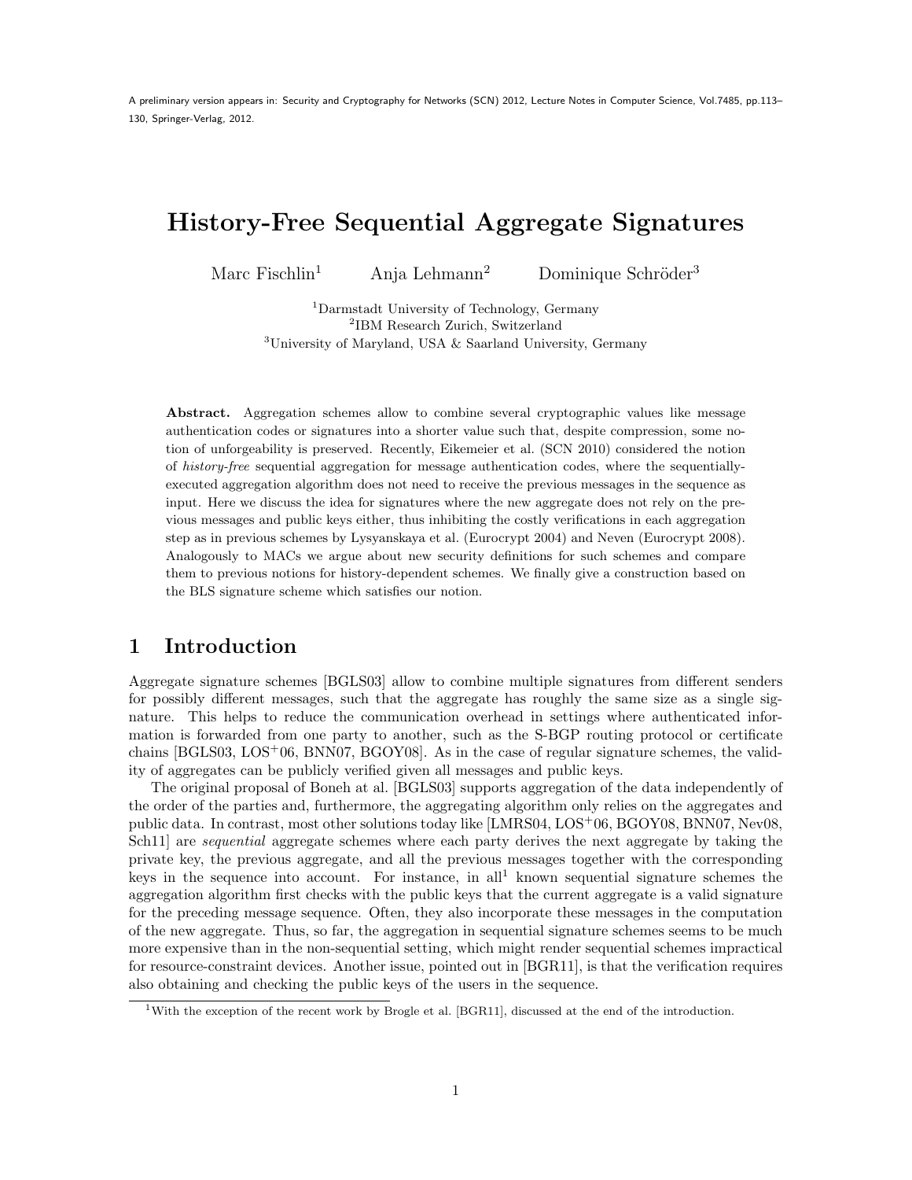A preliminary version appears in: Security and Cryptography for Networks (SCN) 2012, Lecture Notes in Computer Science, Vol.7485, pp.113–130, Springer-Verlag, 2012.

# History-Free Sequential Aggregate Signatures

Marc Fischlin[1] Anja Lehmann[2] Dominique Schröder[3]

[1]Darmstadt University of Technology, Germany
[2]IBM Research Zurich, Switzerland
[3]University of Maryland, USA & Saarland University, Germany

**Abstract.** Aggregation schemes allow to combine several cryptographic values like message authentication codes or signatures into a shorter value such that, despite compression, some notion of unforgeability is preserved. Recently, Eikemeier et al. (SCN 2010) considered the notion of *history-free* sequential aggregation for message authentication codes, where the sequentially-executed aggregation algorithm does not need to receive the previous messages in the sequence as input. Here we discuss the idea for signatures where the new aggregate does not rely on the previous messages and public keys either, thus inhibiting the costly verifications in each aggregation step as in previous schemes by Lysyanskaya et al. (Eurocrypt 2004) and Neven (Eurocrypt 2008). Analogously to MACs we argue about new security definitions for such schemes and compare them to previous notions for history-dependent schemes. We finally give a construction based on the BLS signature scheme which satisfies our notion.

## 1 Introduction

Aggregate signature schemes [BGLS03] allow to combine multiple signatures from different senders for possibly different messages, such that the aggregate has roughly the same size as a single signature. This helps to reduce the communication overhead in settings where authenticated information is forwarded from one party to another, such as the S-BGP routing protocol or certificate chains [BGLS03, LOS+06, BNN07, BGOY08]. As in the case of regular signature schemes, the validity of aggregates can be publicly verified given all messages and public keys.

The original proposal of Boneh at al. [BGLS03] supports aggregation of the data independently of the order of the parties and, furthermore, the aggregating algorithm only relies on the aggregates and public data. In contrast, most other solutions today like [LMRS04, LOS+06, BGOY08, BNN07, Nev08, Sch11] are *sequential* aggregate schemes where each party derives the next aggregate by taking the private key, the previous aggregate, and all the previous messages together with the corresponding keys in the sequence into account. For instance, in all[1] known sequential signature schemes the aggregation algorithm first checks with the public keys that the current aggregate is a valid signature for the preceding message sequence. Often, they also incorporate these messages in the computation of the new aggregate. Thus, so far, the aggregation in sequential signature schemes seems to be much more expensive than in the non-sequential setting, which might render sequential schemes impractical for resource-constraint devices. Another issue, pointed out in [BGR11], is that the verification requires also obtaining and checking the public keys of the users in the sequence.

[1]With the exception of the recent work by Brogle et al. [BGR11], discussed at the end of the introduction.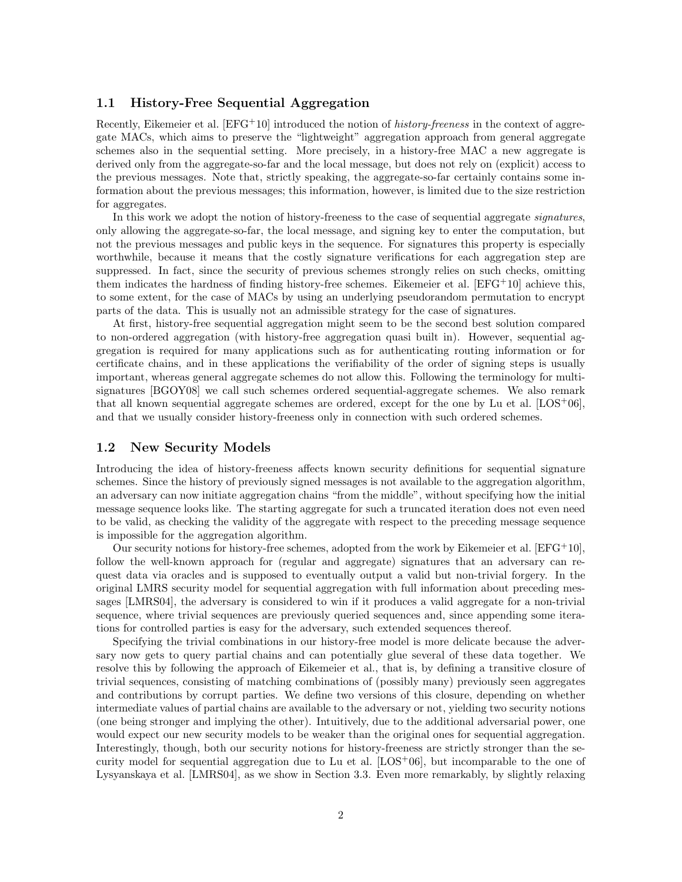### 1.1 History-Free Sequential Aggregation

Recently, Eikemeier et al. [EFG+10] introduced the notion of *history-freeness* in the context of aggregate MACs, which aims to preserve the "lightweight" aggregation approach from general aggregate schemes also in the sequential setting. More precisely, in a history-free MAC a new aggregate is derived only from the aggregate-so-far and the local message, but does not rely on (explicit) access to the previous messages. Note that, strictly speaking, the aggregate-so-far certainly contains some information about the previous messages; this information, however, is limited due to the size restriction for aggregates.

In this work we adopt the notion of history-freeness to the case of sequential aggregate *signatures*, only allowing the aggregate-so-far, the local message, and signing key to enter the computation, but not the previous messages and public keys in the sequence. For signatures this property is especially worthwhile, because it means that the costly signature verifications for each aggregation step are suppressed. In fact, since the security of previous schemes strongly relies on such checks, omitting them indicates the hardness of finding history-free schemes. Eikemeier et al. [EFG+10] achieve this, to some extent, for the case of MACs by using an underlying pseudorandom permutation to encrypt parts of the data. This is usually not an admissible strategy for the case of signatures.

At first, history-free sequential aggregation might seem to be the second best solution compared to non-ordered aggregation (with history-free aggregation quasi built in). However, sequential aggregation is required for many applications such as for authenticating routing information or for certificate chains, and in these applications the verifiability of the order of signing steps is usually important, whereas general aggregate schemes do not allow this. Following the terminology for multi-signatures [BGOY08] we call such schemes ordered sequential-aggregate schemes. We also remark that all known sequential aggregate schemes are ordered, except for the one by Lu et al. [LOS+06], and that we usually consider history-freeness only in connection with such ordered schemes.

### 1.2 New Security Models

Introducing the idea of history-freeness affects known security definitions for sequential signature schemes. Since the history of previously signed messages is not available to the aggregation algorithm, an adversary can now initiate aggregation chains "from the middle", without specifying how the initial message sequence looks like. The starting aggregate for such a truncated iteration does not even need to be valid, as checking the validity of the aggregate with respect to the preceding message sequence is impossible for the aggregation algorithm.

Our security notions for history-free schemes, adopted from the work by Eikemeier et al. [EFG+10], follow the well-known approach for (regular and aggregate) signatures that an adversary can request data via oracles and is supposed to eventually output a valid but non-trivial forgery. In the original LMRS security model for sequential aggregation with full information about preceding messages [LMRS04], the adversary is considered to win if it produces a valid aggregate for a non-trivial sequence, where trivial sequences are previously queried sequences and, since appending some iterations for controlled parties is easy for the adversary, such extended sequences thereof.

Specifying the trivial combinations in our history-free model is more delicate because the adversary now gets to query partial chains and can potentially glue several of these data together. We resolve this by following the approach of Eikemeier et al., that is, by defining a transitive closure of trivial sequences, consisting of matching combinations of (possibly many) previously seen aggregates and contributions by corrupt parties. We define two versions of this closure, depending on whether intermediate values of partial chains are available to the adversary or not, yielding two security notions (one being stronger and implying the other). Intuitively, due to the additional adversarial power, one would expect our new security models to be weaker than the original ones for sequential aggregation. Interestingly, though, both our security notions for history-freeness are strictly stronger than the security model for sequential aggregation due to Lu et al. [LOS+06], but incomparable to the one of Lysyanskaya et al. [LMRS04], as we show in Section 3.3. Even more remarkably, by slightly relaxing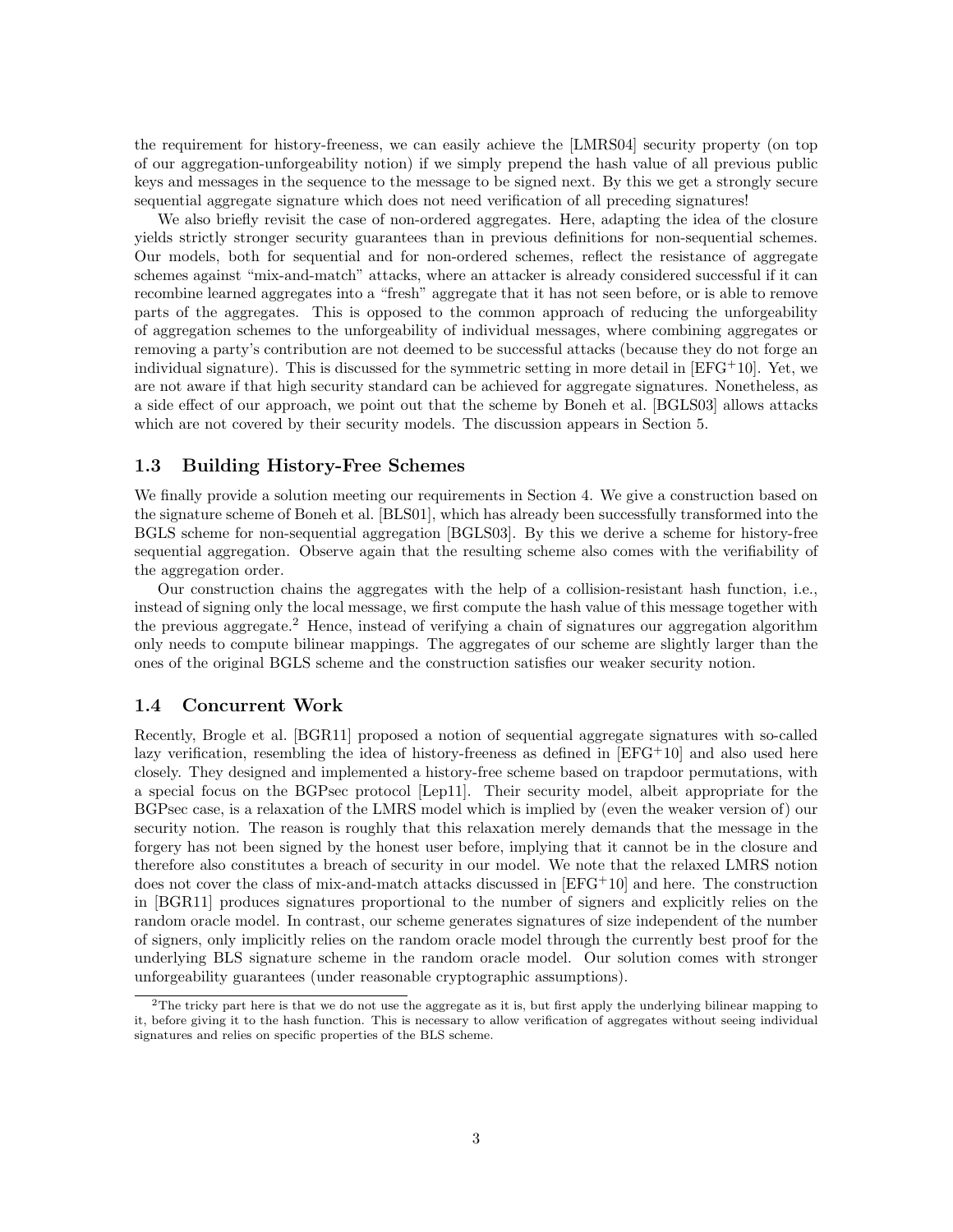the requirement for history-freeness, we can easily achieve the [LMRS04] security property (on top of our aggregation-unforgeability notion) if we simply prepend the hash value of all previous public keys and messages in the sequence to the message to be signed next. By this we get a strongly secure sequential aggregate signature which does not need verification of all preceding signatures!

We also briefly revisit the case of non-ordered aggregates. Here, adapting the idea of the closure yields strictly stronger security guarantees than in previous definitions for non-sequential schemes. Our models, both for sequential and for non-ordered schemes, reflect the resistance of aggregate schemes against "mix-and-match" attacks, where an attacker is already considered successful if it can recombine learned aggregates into a "fresh" aggregate that it has not seen before, or is able to remove parts of the aggregates. This is opposed to the common approach of reducing the unforgeability of aggregation schemes to the unforgeability of individual messages, where combining aggregates or removing a party's contribution are not deemed to be successful attacks (because they do not forge an individual signature). This is discussed for the symmetric setting in more detail in [EFG+10]. Yet, we are not aware if that high security standard can be achieved for aggregate signatures. Nonetheless, as a side effect of our approach, we point out that the scheme by Boneh et al. [BGLS03] allows attacks which are not covered by their security models. The discussion appears in Section 5.

## 1.3 Building History-Free Schemes

We finally provide a solution meeting our requirements in Section 4. We give a construction based on the signature scheme of Boneh et al. [BLS01], which has already been successfully transformed into the BGLS scheme for non-sequential aggregation [BGLS03]. By this we derive a scheme for history-free sequential aggregation. Observe again that the resulting scheme also comes with the verifiability of the aggregation order.

Our construction chains the aggregates with the help of a collision-resistant hash function, i.e., instead of signing only the local message, we first compute the hash value of this message together with the previous aggregate.[2] Hence, instead of verifying a chain of signatures our aggregation algorithm only needs to compute bilinear mappings. The aggregates of our scheme are slightly larger than the ones of the original BGLS scheme and the construction satisfies our weaker security notion.

## 1.4 Concurrent Work

Recently, Brogle et al. [BGR11] proposed a notion of sequential aggregate signatures with so-called lazy verification, resembling the idea of history-freeness as defined in [EFG+10] and also used here closely. They designed and implemented a history-free scheme based on trapdoor permutations, with a special focus on the BGPsec protocol [Lep11]. Their security model, albeit appropriate for the BGPsec case, is a relaxation of the LMRS model which is implied by (even the weaker version of) our security notion. The reason is roughly that this relaxation merely demands that the message in the forgery has not been signed by the honest user before, implying that it cannot be in the closure and therefore also constitutes a breach of security in our model. We note that the relaxed LMRS notion does not cover the class of mix-and-match attacks discussed in [EFG+10] and here. The construction in [BGR11] produces signatures proportional to the number of signers and explicitly relies on the random oracle model. In contrast, our scheme generates signatures of size independent of the number of signers, only implicitly relies on the random oracle model through the currently best proof for the underlying BLS signature scheme in the random oracle model. Our solution comes with stronger unforgeability guarantees (under reasonable cryptographic assumptions).

[2] The tricky part here is that we do not use the aggregate as it is, but first apply the underlying bilinear mapping to it, before giving it to the hash function. This is necessary to allow verification of aggregates without seeing individual signatures and relies on specific properties of the BLS scheme.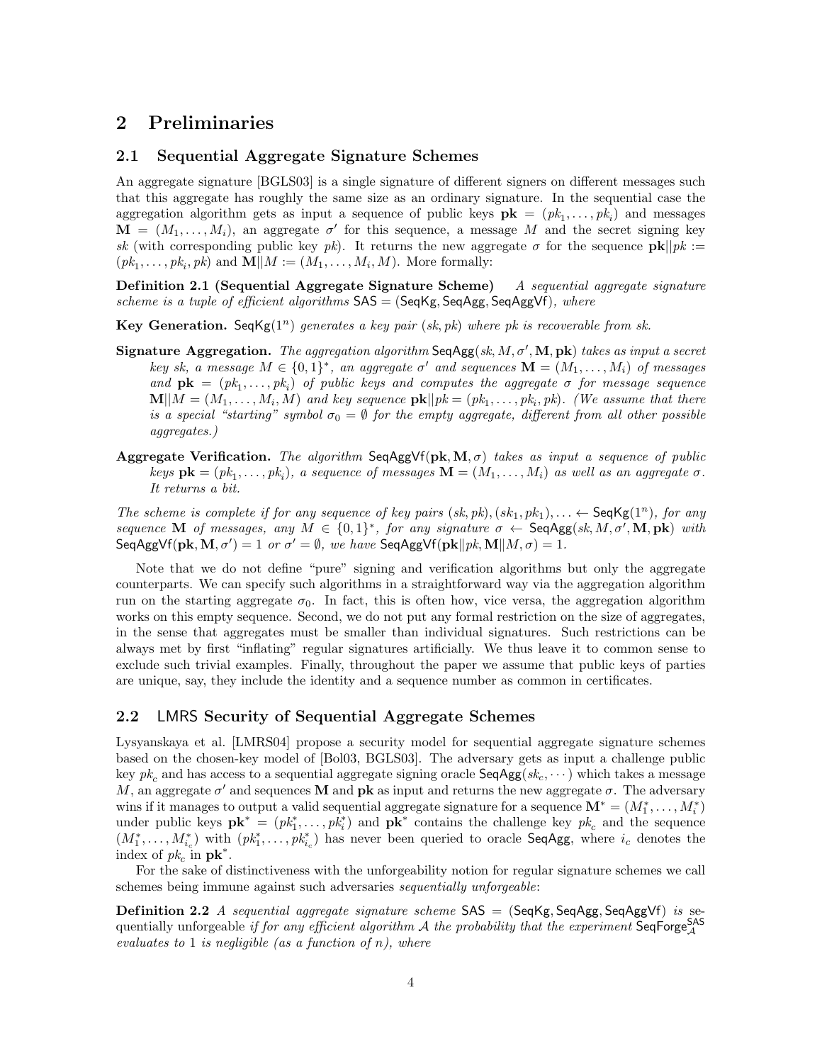## 2 Preliminaries

### 2.1 Sequential Aggregate Signature Schemes

An aggregate signature [BGLS03] is a single signature of different signers on different messages such that this aggregate has roughly the same size as an ordinary signature. In the sequential case the aggregation algorithm gets as input a sequence of public keys $\mathbf{pk} = (pk_1, \dots, pk_i)$ and messages $\mathbf{M} = (M_1, \dots, M_i)$, an aggregate $\sigma'$ for this sequence, a message $M$ and the secret signing key $sk$ (with corresponding public key $pk$). It returns the new aggregate $\sigma$ for the sequence $\mathbf{pk}||pk := (pk_1, \dots, pk_i, pk)$ and $\mathbf{M}||M := (M_1, \dots, M_i, M)$. More formally:

**Definition 2.1 (Sequential Aggregate Signature Scheme)** *A sequential aggregate signature scheme is a tuple of efficient algorithms* $\mathsf{SAS} = (\mathsf{SeqKg}, \mathsf{SeqAgg}, \mathsf{SeqAggVf})$*, where*

**Key Generation.** $\mathsf{SeqKg}(1^n)$ *generates a key pair* $(sk, pk)$ *where* $pk$ *is recoverable from* $sk$.

**Signature Aggregation.** *The aggregation algorithm* $\mathsf{SeqAgg}(sk, M, \sigma', \mathbf{M}, \mathbf{pk})$ *takes as input a secret key* $sk$*, a message* $M \in \{0,1\}^*$*, an aggregate* $\sigma'$ *and sequences* $\mathbf{M} = (M_1, \dots, M_i)$ *of messages and* $\mathbf{pk} = (pk_1, \dots, pk_i)$ *of public keys and computes the aggregate* $\sigma$ *for message sequence* $\mathbf{M}||M = (M_1, \dots, M_i, M)$ *and key sequence* $\mathbf{pk}||pk = (pk_1, \dots, pk_i, pk)$*. (We assume that there is a special "starting" symbol* $\sigma_0 = \emptyset$ *for the empty aggregate, different from all other possible aggregates.)*

**Aggregate Verification.** *The algorithm* $\mathsf{SeqAggVf}(\mathbf{pk}, \mathbf{M}, \sigma)$ *takes as input a sequence of public keys* $\mathbf{pk} = (pk_1, \dots, pk_i)$*, a sequence of messages* $\mathbf{M} = (M_1, \dots, M_i)$ *as well as an aggregate* $\sigma$*. It returns a bit.*

*The scheme is complete if for any sequence of key pairs* $(sk, pk), (sk_1, pk_1), \dots \leftarrow \mathsf{SeqKg}(1^n)$*, for any sequence* $\mathbf{M}$ *of messages, any* $M \in \{0,1\}^*$*, for any signature* $\sigma \leftarrow \mathsf{SeqAgg}(sk, M, \sigma', \mathbf{M}, \mathbf{pk})$ *with* $\mathsf{SeqAggVf}(\mathbf{pk}, \mathbf{M}, \sigma') = 1$ *or* $\sigma' = \emptyset$*, we have* $\mathsf{SeqAggVf}(\mathbf{pk}\|pk, \mathbf{M}\|M, \sigma) = 1$.

Note that we do not define "pure" signing and verification algorithms but only the aggregate counterparts. We can specify such algorithms in a straightforward way via the aggregation algorithm run on the starting aggregate $\sigma_0$. In fact, this is often how, vice versa, the aggregation algorithm works on this empty sequence. Second, we do not put any formal restriction on the size of aggregates, in the sense that aggregates must be smaller than individual signatures. Such restrictions can be always met by first "inflating" regular signatures artificially. We thus leave it to common sense to exclude such trivial examples. Finally, throughout the paper we assume that public keys of parties are unique, say, they include the identity and a sequence number as common in certificates.

### 2.2 LMRS Security of Sequential Aggregate Schemes

Lysyanskaya et al. [LMRS04] propose a security model for sequential aggregate signature schemes based on the chosen-key model of [Bol03, BGLS03]. The adversary gets as input a challenge public key $pk_c$ and has access to a sequential aggregate signing oracle $\mathsf{SeqAgg}(sk_c, \cdots)$ which takes a message $M$, an aggregate $\sigma'$ and sequences $\mathbf{M}$ and $\mathbf{pk}$ as input and returns the new aggregate $\sigma$. The adversary wins if it manages to output a valid sequential aggregate signature for a sequence $\mathbf{M}^* = (M_1^*, \dots, M_i^*)$ under public keys $\mathbf{pk}^* = (pk_1^*, \dots, pk_i^*)$ and $\mathbf{pk}^*$ contains the challenge key $pk_c$ and the sequence $(M_1^*, \dots, M_{i_c}^*)$ with $(pk_1^*, \dots, pk_{i_c}^*)$ has never been queried to oracle $\mathsf{SeqAgg}$, where $i_c$ denotes the index of $pk_c$ in $\mathbf{pk}^*$.

For the sake of distinctiveness with the unforgeability notion for regular signature schemes we call schemes being immune against such adversaries *sequentially unforgeable*:

**Definition 2.2** *A sequential aggregate signature scheme* $\mathsf{SAS} = (\mathsf{SeqKg}, \mathsf{SeqAgg}, \mathsf{SeqAggVf})$ *is* sequentially unforgeable *if for any efficient algorithm* $\mathcal{A}$ *the probability that the experiment* $\mathsf{SeqForge}_{\mathcal{A}}^{\mathsf{SAS}}$ *evaluates to* 1 *is negligible (as a function of* $n$*), where*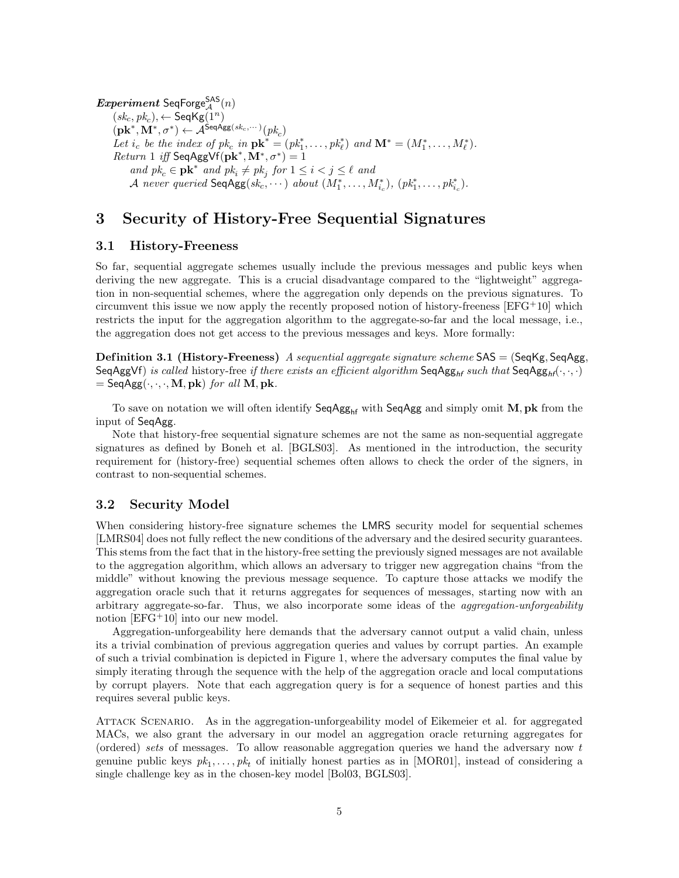***Experiment*** $\mathsf{SeqForge}^{\mathsf{SAS}}_{\mathcal{A}}(n)$

$(sk_c, pk_c), \leftarrow \mathsf{SeqKg}(1^n)$

$(\mathbf{pk}^*, \mathbf{M}^*, \sigma^*) \leftarrow \mathcal{A}^{\mathsf{SeqAgg}(sk_c, \cdots)}(pk_c)$

*Let* $i_c$ *be the index of* $pk_c$ *in* $\mathbf{pk}^* = (pk^*_1, \ldots, pk^*_\ell)$ *and* $\mathbf{M}^* = (M^*_1, \ldots, M^*_\ell)$.

*Return* 1 *iff* $\mathsf{SeqAggVf}(\mathbf{pk}^*, \mathbf{M}^*, \sigma^*) = 1$

*and* $pk_c \in \mathbf{pk}^*$ *and* $pk_i \neq pk_j$ *for* $1 \leq i < j \leq \ell$ *and*

$\mathcal{A}$ *never queried* $\mathsf{SeqAgg}(sk_c, \cdots)$ *about* $(M^*_1, \ldots, M^*_{i_c})$, $(pk^*_1, \ldots, pk^*_{i_c})$.

# 3 Security of History-Free Sequential Signatures

## 3.1 History-Freeness

So far, sequential aggregate schemes usually include the previous messages and public keys when deriving the new aggregate. This is a crucial disadvantage compared to the "lightweight" aggregation in non-sequential schemes, where the aggregation only depends on the previous signatures. To circumvent this issue we now apply the recently proposed notion of history-freeness [EFG+10] which restricts the input for the aggregation algorithm to the aggregate-so-far and the local message, i.e., the aggregation does not get access to the previous messages and keys. More formally:

**Definition 3.1 (History-Freeness)** *A sequential aggregate signature scheme* $\mathsf{SAS} = (\mathsf{SeqKg}, \mathsf{SeqAgg}, \mathsf{SeqAggVf})$ *is called* history-free *if there exists an efficient algorithm* $\mathsf{SeqAgg}_{hf}$ *such that* $\mathsf{SeqAgg}_{hf}(\cdot,\cdot,\cdot) = \mathsf{SeqAgg}(\cdot,\cdot,\cdot,\mathbf{M},\mathbf{pk})$ *for all* $\mathbf{M}, \mathbf{pk}$.

To save on notation we will often identify $\mathsf{SeqAgg}_{\mathsf{hf}}$ with $\mathsf{SeqAgg}$ and simply omit $\mathbf{M}, \mathbf{pk}$ from the input of $\mathsf{SeqAgg}$.

Note that history-free sequential signature schemes are not the same as non-sequential aggregate signatures as defined by Boneh et al. [BGLS03]. As mentioned in the introduction, the security requirement for (history-free) sequential schemes often allows to check the order of the signers, in contrast to non-sequential schemes.

## 3.2 Security Model

When considering history-free signature schemes the LMRS security model for sequential schemes [LMRS04] does not fully reflect the new conditions of the adversary and the desired security guarantees. This stems from the fact that in the history-free setting the previously signed messages are not available to the aggregation algorithm, which allows an adversary to trigger new aggregation chains "from the middle" without knowing the previous message sequence. To capture those attacks we modify the aggregation oracle such that it returns aggregates for sequences of messages, starting now with an arbitrary aggregate-so-far. Thus, we also incorporate some ideas of the *aggregation-unforgeability* notion [EFG+10] into our new model.

Aggregation-unforgeability here demands that the adversary cannot output a valid chain, unless its a trivial combination of previous aggregation queries and values by corrupt parties. An example of such a trivial combination is depicted in Figure 1, where the adversary computes the final value by simply iterating through the sequence with the help of the aggregation oracle and local computations by corrupt players. Note that each aggregation query is for a sequence of honest parties and this requires several public keys.

Attack Scenario. As in the aggregation-unforgeability model of Eikemeier et al. for aggregated MACs, we also grant the adversary in our model an aggregation oracle returning aggregates for (ordered) *sets* of messages. To allow reasonable aggregation queries we hand the adversary now $t$ genuine public keys $pk_1, \ldots, pk_t$ of initially honest parties as in [MOR01], instead of considering a single challenge key as in the chosen-key model [Bol03, BGLS03].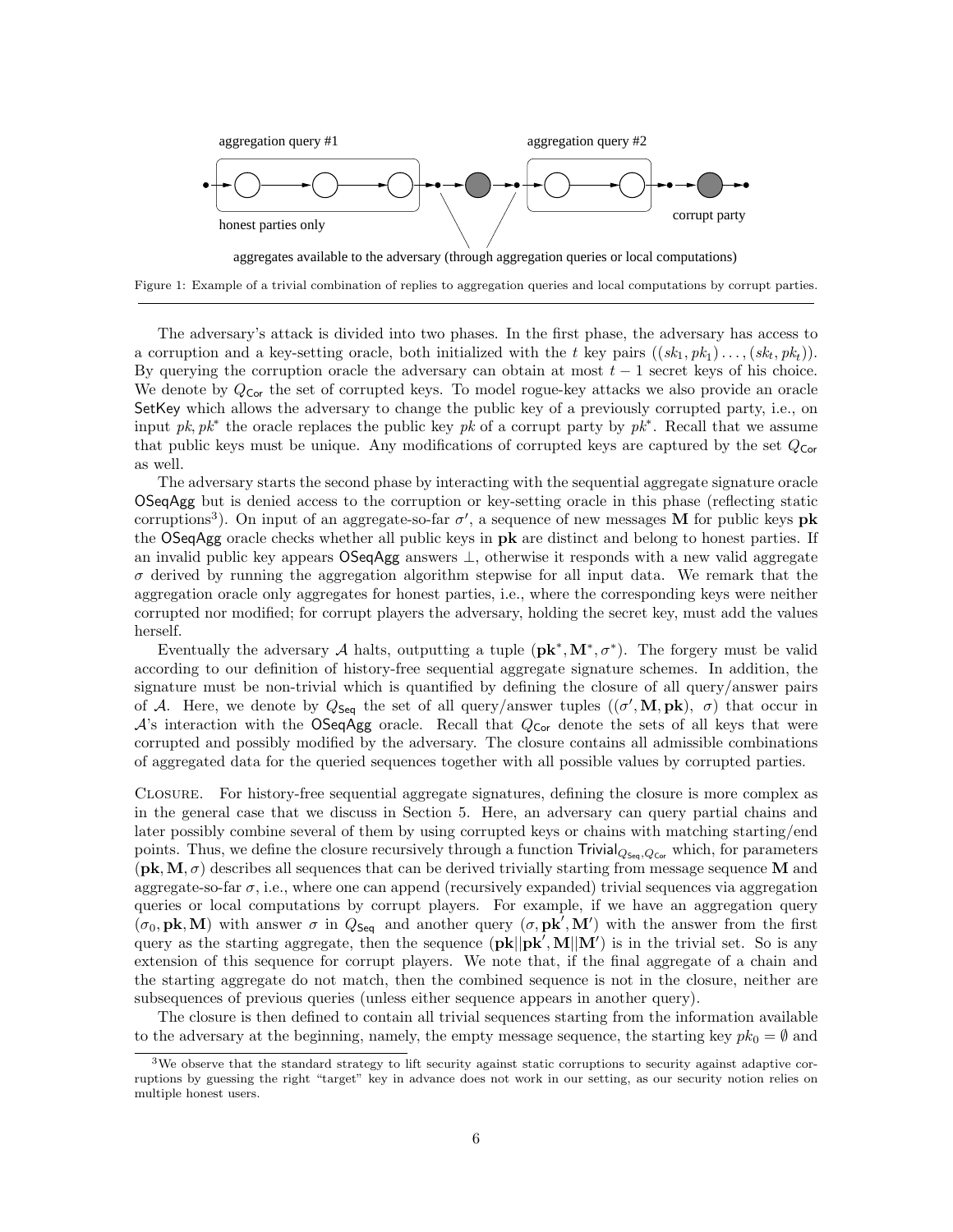aggregation query #1

aggregation query #2

honest parties only

corrupt party

aggregates available to the adversary (through aggregation queries or local computations)

Figure 1: Example of a trivial combination of replies to aggregation queries and local computations by corrupt parties.

The adversary's attack is divided into two phases. In the first phase, the adversary has access to a corruption and a key-setting oracle, both initialized with the $t$ key pairs $((sk_1, pk_1) \ldots, (sk_t, pk_t))$. By querying the corruption oracle the adversary can obtain at most $t-1$ secret keys of his choice. We denote by $Q_{\mathsf{Cor}}$ the set of corrupted keys. To model rogue-key attacks we also provide an oracle $\mathsf{SetKey}$ which allows the adversary to change the public key of a previously corrupted party, i.e., on input $pk, pk^*$ the oracle replaces the public key $pk$ of a corrupt party by $pk^*$. Recall that we assume that public keys must be unique. Any modifications of corrupted keys are captured by the set $Q_{\mathsf{Cor}}$ as well.

The adversary starts the second phase by interacting with the sequential aggregate signature oracle $\mathsf{OSeqAgg}$ but is denied access to the corruption or key-setting oracle in this phase (reflecting static corruptions[3]). On input of an aggregate-so-far $\sigma'$, a sequence of new messages $\mathbf{M}$ for public keys $\mathbf{pk}$ the $\mathsf{OSeqAgg}$ oracle checks whether all public keys in $\mathbf{pk}$ are distinct and belong to honest parties. If an invalid public key appears $\mathsf{OSeqAgg}$ answers $\perp$, otherwise it responds with a new valid aggregate $\sigma$ derived by running the aggregation algorithm stepwise for all input data. We remark that the aggregation oracle only aggregates for honest parties, i.e., where the corresponding keys were neither corrupted nor modified; for corrupt players the adversary, holding the secret key, must add the values herself.

Eventually the adversary $\mathcal{A}$ halts, outputting a tuple $(\mathbf{pk}^*, \mathbf{M}^*, \sigma^*)$. The forgery must be valid according to our definition of history-free sequential aggregate signature schemes. In addition, the signature must be non-trivial which is quantified by defining the closure of all query/answer pairs of $\mathcal{A}$. Here, we denote by $Q_{\mathsf{Seq}}$ the set of all query/answer tuples $((\sigma', \mathbf{M}, \mathbf{pk}),\ \sigma)$ that occur in $\mathcal{A}$'s interaction with the $\mathsf{OSeqAgg}$ oracle. Recall that $Q_{\mathsf{Cor}}$ denote the sets of all keys that were corrupted and possibly modified by the adversary. The closure contains all admissible combinations of aggregated data for the queried sequences together with all possible values by corrupted parties.

Closure. For history-free sequential aggregate signatures, defining the closure is more complex as in the general case that we discuss in Section 5. Here, an adversary can query partial chains and later possibly combine several of them by using corrupted keys or chains with matching starting/end points. Thus, we define the closure recursively through a function $\mathsf{Trivial}_{Q_{\mathsf{Seq}}, Q_{\mathsf{Cor}}}$ which, for parameters $(\mathbf{pk}, \mathbf{M}, \sigma)$ describes all sequences that can be derived trivially starting from message sequence $\mathbf{M}$ and aggregate-so-far $\sigma$, i.e., where one can append (recursively expanded) trivial sequences via aggregation queries or local computations by corrupt players. For example, if we have an aggregation query $(\sigma_0, \mathbf{pk}, \mathbf{M})$ with answer $\sigma$ in $Q_{\mathsf{Seq}}$ and another query $(\sigma, \mathbf{pk}', \mathbf{M}')$ with the answer from the first query as the starting aggregate, then the sequence $(\mathbf{pk}||\mathbf{pk}', \mathbf{M}||\mathbf{M}')$ is in the trivial set. So is any extension of this sequence for corrupt players. We note that, if the final aggregate of a chain and the starting aggregate do not match, then the combined sequence is not in the closure, neither are subsequences of previous queries (unless either sequence appears in another query).

The closure is then defined to contain all trivial sequences starting from the information available to the adversary at the beginning, namely, the empty message sequence, the starting key $pk_0 = \emptyset$ and

[3]We observe that the standard strategy to lift security against static corruptions to security against adaptive corruptions by guessing the right "target" key in advance does not work in our setting, as our security notion relies on multiple honest users.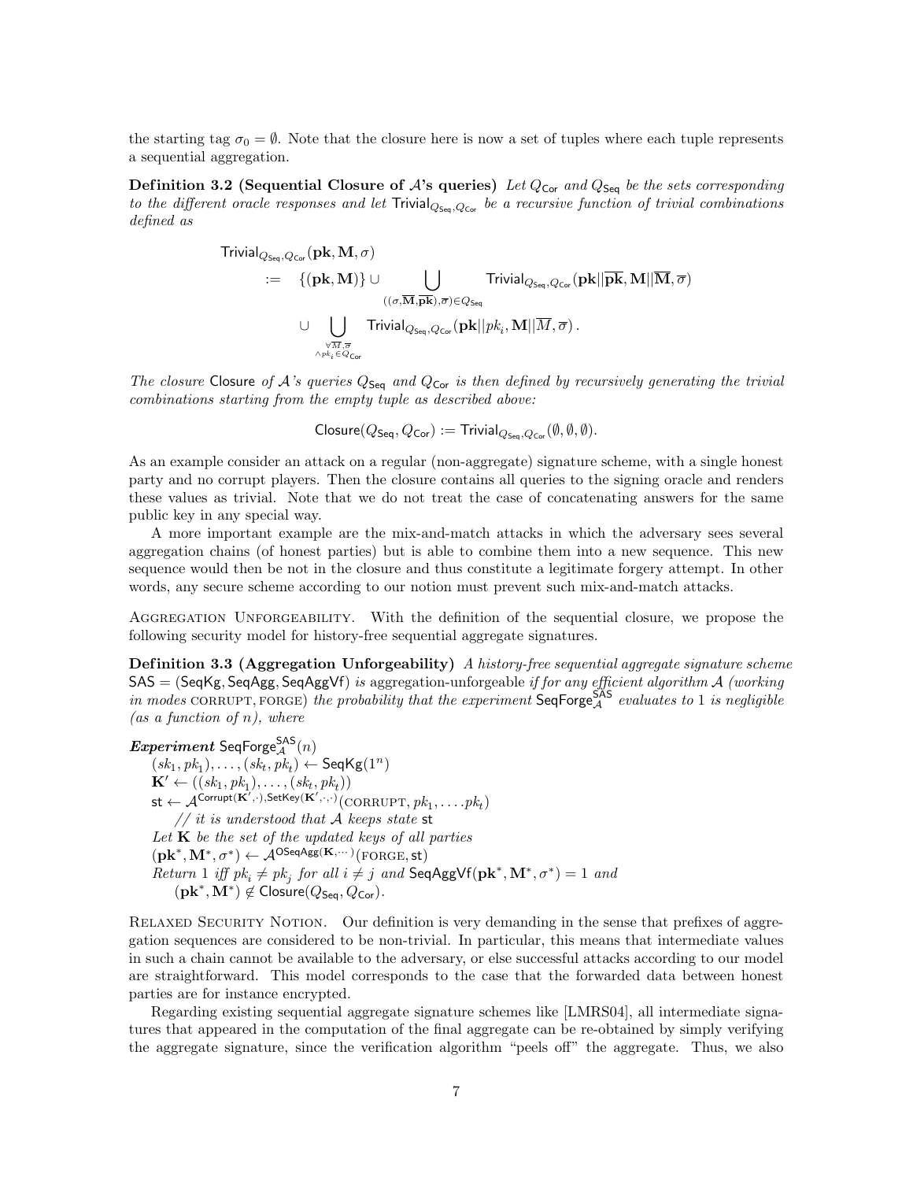the starting tag $\sigma_0 = \emptyset$. Note that the closure here is now a set of tuples where each tuple represents a sequential aggregation.

**Definition 3.2 (Sequential Closure of $\mathcal{A}$'s queries)** *Let $Q_{\mathsf{Cor}}$ and $Q_{\mathsf{Seq}}$ be the sets corresponding to the different oracle responses and let $\mathsf{Trivial}_{Q_{\mathsf{Seq}},Q_{\mathsf{Cor}}}$ be a recursive function of trivial combinations defined as*

$$
\begin{aligned}
&\mathsf{Trivial}_{Q_{\mathsf{Seq}},Q_{\mathsf{Cor}}}(\mathbf{pk}, \mathbf{M}, \sigma) \\
&\quad := \quad \{(\mathbf{pk}, \mathbf{M})\} \cup \bigcup_{((\sigma,\overline{\mathbf{M}},\overline{\mathbf{pk}}),\overline{\sigma})\in Q_{\mathsf{Seq}}} \mathsf{Trivial}_{Q_{\mathsf{Seq}},Q_{\mathsf{Cor}}}(\mathbf{pk}||\overline{\mathbf{pk}}, \mathbf{M}||\overline{\mathbf{M}}, \overline{\sigma}) \\
&\quad\quad \cup \bigcup_{\substack{\forall \overline{M},\overline{\sigma} \\ \wedge pk_i \in Q_{\mathsf{Cor}}}} \mathsf{Trivial}_{Q_{\mathsf{Seq}},Q_{\mathsf{Cor}}}(\mathbf{pk}||pk_i, \mathbf{M}||\overline{M}, \overline{\sigma})\,.
\end{aligned}
$$

*The closure* $\mathsf{Closure}$ *of $\mathcal{A}$'s queries $Q_{\mathsf{Seq}}$ and $Q_{\mathsf{Cor}}$ is then defined by recursively generating the trivial combinations starting from the empty tuple as described above:*

$$
\mathsf{Closure}(Q_{\mathsf{Seq}}, Q_{\mathsf{Cor}}) := \mathsf{Trivial}_{Q_{\mathsf{Seq}},Q_{\mathsf{Cor}}}(\emptyset, \emptyset, \emptyset).
$$

As an example consider an attack on a regular (non-aggregate) signature scheme, with a single honest party and no corrupt players. Then the closure contains all queries to the signing oracle and renders these values as trivial. Note that we do not treat the case of concatenating answers for the same public key in any special way.

A more important example are the mix-and-match attacks in which the adversary sees several aggregation chains (of honest parties) but is able to combine them into a new sequence. This new sequence would then be not in the closure and thus constitute a legitimate forgery attempt. In other words, any secure scheme according to our notion must prevent such mix-and-match attacks.

Aggregation Unforgeability. With the definition of the sequential closure, we propose the following security model for history-free sequential aggregate signatures.

**Definition 3.3 (Aggregation Unforgeability)** *A history-free sequential aggregate signature scheme* $\mathsf{SAS} = (\mathsf{SeqKg}, \mathsf{SeqAgg}, \mathsf{SeqAggVf})$ *is aggregation-unforgeable if for any efficient algorithm $\mathcal{A}$ (working in modes* CORRUPT, FORGE*) the probability that the experiment* $\mathsf{SeqForge}_{\mathcal{A}}^{\mathsf{SAS}}$ *evaluates to* 1 *is negligible (as a function of $n$), where*

***Experiment*** $\mathsf{SeqForge}_{\mathcal{A}}^{\mathsf{SAS}}(n)$
  $(sk_1, pk_1), \ldots, (sk_t, pk_t) \leftarrow \mathsf{SeqKg}(1^n)$
  $\mathbf{K}' \leftarrow ((sk_1, pk_1), \ldots, (sk_t, pk_t))$
  $\mathsf{st} \leftarrow \mathcal{A}^{\mathsf{Corrupt}(\mathbf{K}',\cdot),\mathsf{SetKey}(\mathbf{K}',\cdot,\cdot)}(\text{CORRUPT}, pk_1, \ldots. pk_t)$
    *// it is understood that $\mathcal{A}$ keeps state* $\mathsf{st}$
  *Let* $\mathbf{K}$ *be the set of the updated keys of all parties*
  $(\mathbf{pk}^*, \mathbf{M}^*, \sigma^*) \leftarrow \mathcal{A}^{\mathsf{OSeqAgg}(\mathbf{K},\cdots)}(\text{FORGE}, \mathsf{st})$
  *Return* 1 *iff* $pk_i \neq pk_j$ *for all* $i \neq j$ *and* $\mathsf{SeqAggVf}(\mathbf{pk}^*, \mathbf{M}^*, \sigma^*) = 1$ *and*
    $(\mathbf{pk}^*, \mathbf{M}^*) \notin \mathsf{Closure}(Q_{\mathsf{Seq}}, Q_{\mathsf{Cor}})$.

Relaxed Security Notion. Our definition is very demanding in the sense that prefixes of aggregation sequences are considered to be non-trivial. In particular, this means that intermediate values in such a chain cannot be available to the adversary, or else successful attacks according to our model are straightforward. This model corresponds to the case that the forwarded data between honest parties are for instance encrypted.

Regarding existing sequential aggregate signature schemes like [LMRS04], all intermediate signatures that appeared in the computation of the final aggregate can be re-obtained by simply verifying the aggregate signature, since the verification algorithm "peels off" the aggregate. Thus, we also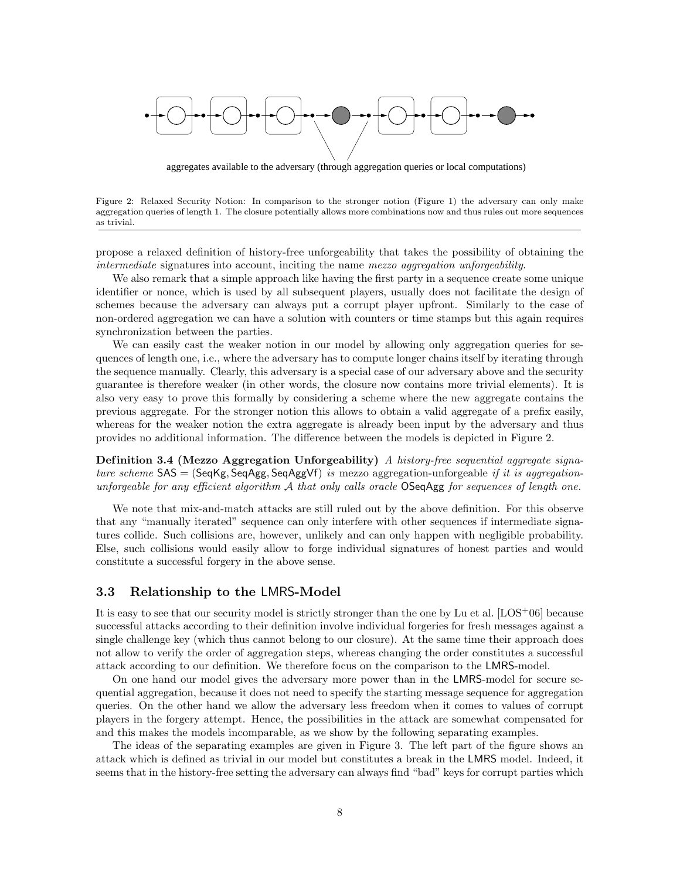aggregates available to the adversary (through aggregation queries or local computations)

Figure 2: Relaxed Security Notion: In comparison to the stronger notion (Figure 1) the adversary can only make aggregation queries of length 1. The closure potentially allows more combinations now and thus rules out more sequences as trivial.

propose a relaxed definition of history-free unforgeability that takes the possibility of obtaining the *intermediate* signatures into account, inciting the name *mezzo aggregation unforgeability*.

We also remark that a simple approach like having the first party in a sequence create some unique identifier or nonce, which is used by all subsequent players, usually does not facilitate the design of schemes because the adversary can always put a corrupt player upfront. Similarly to the case of non-ordered aggregation we can have a solution with counters or time stamps but this again requires synchronization between the parties.

We can easily cast the weaker notion in our model by allowing only aggregation queries for sequences of length one, i.e., where the adversary has to compute longer chains itself by iterating through the sequence manually. Clearly, this adversary is a special case of our adversary above and the security guarantee is therefore weaker (in other words, the closure now contains more trivial elements). It is also very easy to prove this formally by considering a scheme where the new aggregate contains the previous aggregate. For the stronger notion this allows to obtain a valid aggregate of a prefix easily, whereas for the weaker notion the extra aggregate is already been input by the adversary and thus provides no additional information. The difference between the models is depicted in Figure 2.

**Definition 3.4 (Mezzo Aggregation Unforgeability)** *A history-free sequential aggregate signature scheme* $\mathsf{SAS} = (\mathsf{SeqKg}, \mathsf{SeqAgg}, \mathsf{SeqAggVf})$ *is* mezzo aggregation-unforgeable *if it is aggregation-unforgeable for any efficient algorithm* $\mathcal{A}$ *that only calls oracle* $\mathsf{OSeqAgg}$ *for sequences of length one.*

We note that mix-and-match attacks are still ruled out by the above definition. For this observe that any "manually iterated" sequence can only interfere with other sequences if intermediate signatures collide. Such collisions are, however, unlikely and can only happen with negligible probability. Else, such collisions would easily allow to forge individual signatures of honest parties and would constitute a successful forgery in the above sense.

### 3.3 Relationship to the LMRS-Model

It is easy to see that our security model is strictly stronger than the one by Lu et al. [LOS+06] because successful attacks according to their definition involve individual forgeries for fresh messages against a single challenge key (which thus cannot belong to our closure). At the same time their approach does not allow to verify the order of aggregation steps, whereas changing the order constitutes a successful attack according to our definition. We therefore focus on the comparison to the LMRS-model.

On one hand our model gives the adversary more power than in the LMRS-model for secure sequential aggregation, because it does not need to specify the starting message sequence for aggregation queries. On the other hand we allow the adversary less freedom when it comes to values of corrupt players in the forgery attempt. Hence, the possibilities in the attack are somewhat compensated for and this makes the models incomparable, as we show by the following separating examples.

The ideas of the separating examples are given in Figure 3. The left part of the figure shows an attack which is defined as trivial in our model but constitutes a break in the LMRS model. Indeed, it seems that in the history-free setting the adversary can always find "bad" keys for corrupt parties which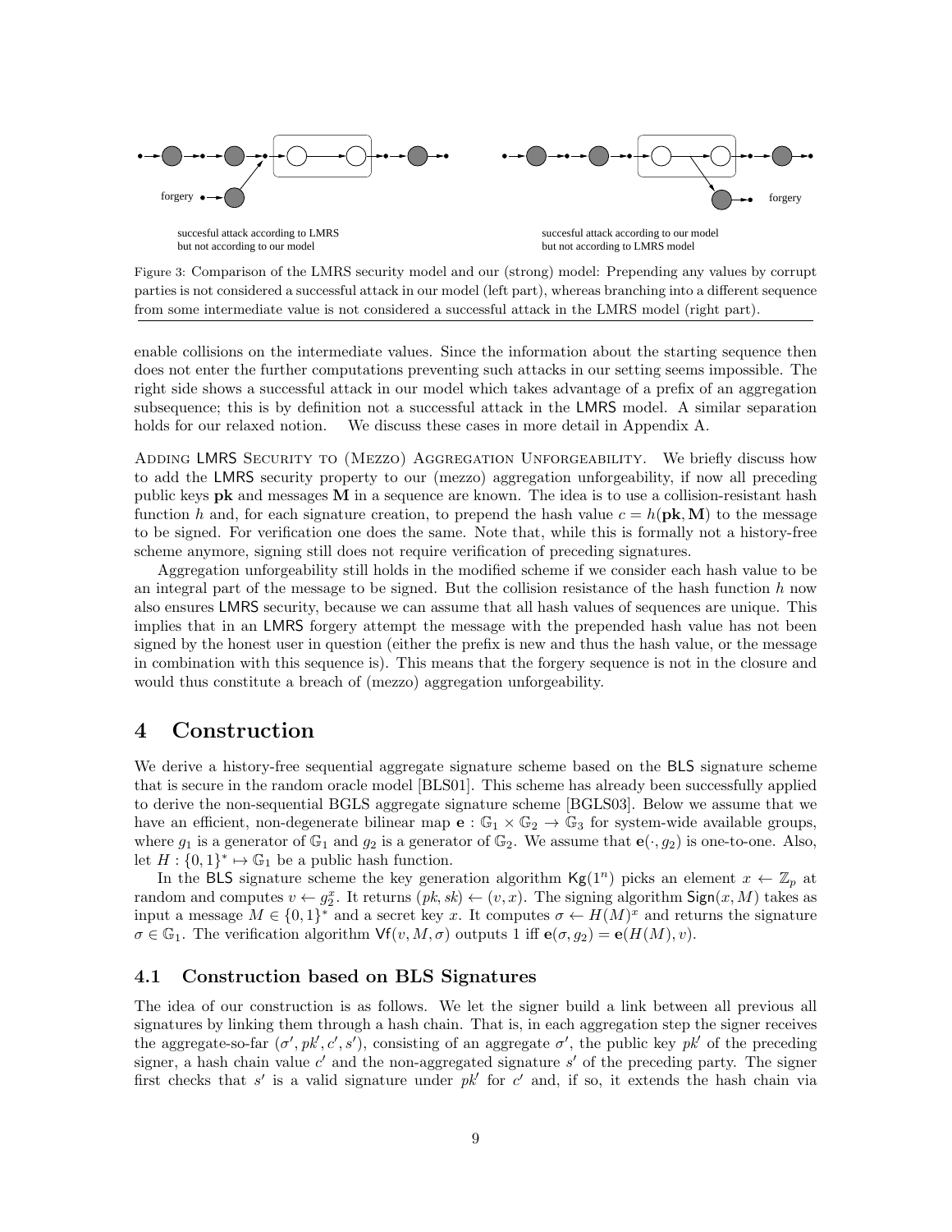succesful attack according to LMRS but not according to our model

succesful attack according to our model but not according to LMRS model

Figure 3: Comparison of the LMRS security model and our (strong) model: Prepending any values by corrupt parties is not considered a successful attack in our model (left part), whereas branching into a different sequence from some intermediate value is not considered a successful attack in the LMRS model (right part).

enable collisions on the intermediate values. Since the information about the starting sequence then does not enter the further computations preventing such attacks in our setting seems impossible. The right side shows a successful attack in our model which takes advantage of a prefix of an aggregation subsequence; this is by definition not a successful attack in the LMRS model. A similar separation holds for our relaxed notion. We discuss these cases in more detail in Appendix A.

Adding LMRS Security to (Mezzo) Aggregation Unforgeability. We briefly discuss how to add the LMRS security property to our (mezzo) aggregation unforgeability, if now all preceding public keys $\mathbf{pk}$ and messages $\mathbf{M}$ in a sequence are known. The idea is to use a collision-resistant hash function $h$ and, for each signature creation, to prepend the hash value $c = h(\mathbf{pk}, \mathbf{M})$ to the message to be signed. For verification one does the same. Note that, while this is formally not a history-free scheme anymore, signing still does not require verification of preceding signatures.

Aggregation unforgeability still holds in the modified scheme if we consider each hash value to be an integral part of the message to be signed. But the collision resistance of the hash function $h$ now also ensures LMRS security, because we can assume that all hash values of sequences are unique. This implies that in an LMRS forgery attempt the message with the prepended hash value has not been signed by the honest user in question (either the prefix is new and thus the hash value, or the message in combination with this sequence is). This means that the forgery sequence is not in the closure and would thus constitute a breach of (mezzo) aggregation unforgeability.

## 4 Construction

We derive a history-free sequential aggregate signature scheme based on the BLS signature scheme that is secure in the random oracle model [BLS01]. This scheme has already been successfully applied to derive the non-sequential BGLS aggregate signature scheme [BGLS03]. Below we assume that we have an efficient, non-degenerate bilinear map $\mathbf{e} : \mathbb{G}_1 \times \mathbb{G}_2 \to \mathbb{G}_3$ for system-wide available groups, where $g_1$ is a generator of $\mathbb{G}_1$ and $g_2$ is a generator of $\mathbb{G}_2$. We assume that $\mathbf{e}(\cdot, g_2)$ is one-to-one. Also, let $H : \{0,1\}^* \mapsto \mathbb{G}_1$ be a public hash function.

In the BLS signature scheme the key generation algorithm $\mathsf{Kg}(1^n)$ picks an element $x \leftarrow \mathbb{Z}_p$ at random and computes $v \leftarrow g_2^x$. It returns $(pk, sk) \leftarrow (v, x)$. The signing algorithm $\mathsf{Sign}(x, M)$ takes as input a message $M \in \{0,1\}^*$ and a secret key $x$. It computes $\sigma \leftarrow H(M)^x$ and returns the signature $\sigma \in \mathbb{G}_1$. The verification algorithm $\mathsf{Vf}(v, M, \sigma)$ outputs 1 iff $\mathbf{e}(\sigma, g_2) = \mathbf{e}(H(M), v)$.

### 4.1 Construction based on BLS Signatures

The idea of our construction is as follows. We let the signer build a link between all previous all signatures by linking them through a hash chain. That is, in each aggregation step the signer receives the aggregate-so-far $(\sigma', pk', c', s')$, consisting of an aggregate $\sigma'$, the public key $pk'$ of the preceding signer, a hash chain value $c'$ and the non-aggregated signature $s'$ of the preceding party. The signer first checks that $s'$ is a valid signature under $pk'$ for $c'$ and, if so, it extends the hash chain via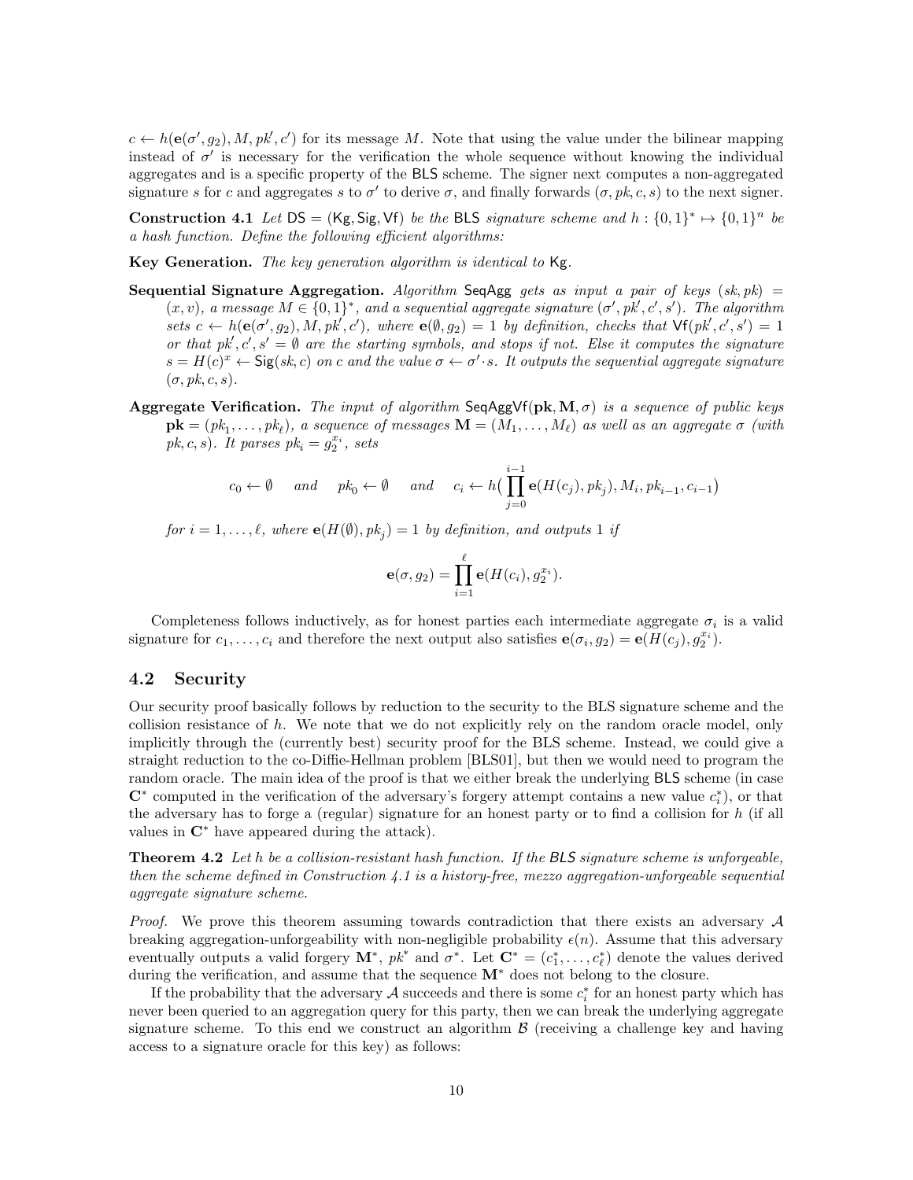$c \leftarrow h(\mathbf{e}(\sigma', g_2), M, pk', c')$ for its message $M$. Note that using the value under the bilinear mapping instead of $\sigma'$ is necessary for the verification the whole sequence without knowing the individual aggregates and is a specific property of the BLS scheme. The signer next computes a non-aggregated signature $s$ for $c$ and aggregates $s$ to $\sigma'$ to derive $\sigma$, and finally forwards $(\sigma, pk, c, s)$ to the next signer.

**Construction 4.1** *Let* $\mathsf{DS} = (\mathsf{Kg}, \mathsf{Sig}, \mathsf{Vf})$ *be the* BLS *signature scheme and* $h : \{0,1\}^* \mapsto \{0,1\}^n$ *be a hash function. Define the following efficient algorithms:*

**Key Generation.** *The key generation algorithm is identical to* $\mathsf{Kg}$.

**Sequential Signature Aggregation.** *Algorithm* $\mathsf{SeqAgg}$ *gets as input a pair of keys* $(sk, pk) = (x, v)$*, a message* $M \in \{0,1\}^*$*, and a sequential aggregate signature* $(\sigma', pk', c', s')$*. The algorithm sets* $c \leftarrow h(\mathbf{e}(\sigma', g_2), M, pk', c')$*, where* $\mathbf{e}(\emptyset, g_2) = 1$ *by definition, checks that* $\mathsf{Vf}(pk', c', s') = 1$ *or that* $pk', c', s' = \emptyset$ *are the starting symbols, and stops if not. Else it computes the signature* $s = H(c)^x \leftarrow \mathsf{Sig}(sk, c)$ *on* $c$ *and the value* $\sigma \leftarrow \sigma' \cdot s$*. It outputs the sequential aggregate signature* $(\sigma, pk, c, s)$*.*

**Aggregate Verification.** *The input of algorithm* $\mathsf{SeqAggVf}(\mathbf{pk}, \mathbf{M}, \sigma)$ *is a sequence of public keys* $\mathbf{pk} = (pk_1, \ldots, pk_\ell)$*, a sequence of messages* $\mathbf{M} = (M_1, \ldots, M_\ell)$ *as well as an aggregate* $\sigma$ *(with* $pk, c, s$*). It parses* $pk_i = g_2^{x_i}$*, sets*

$$c_0 \leftarrow \emptyset \quad \text{and} \quad pk_0 \leftarrow \emptyset \quad \text{and} \quad c_i \leftarrow h\big(\prod_{j=0}^{i-1} \mathbf{e}(H(c_j), pk_j), M_i, pk_{i-1}, c_{i-1}\big)$$

*for* $i = 1, \ldots, \ell$*, where* $\mathbf{e}(H(\emptyset), pk_j) = 1$ *by definition, and outputs 1 if*

$$\mathbf{e}(\sigma, g_2) = \prod_{i=1}^{\ell} \mathbf{e}(H(c_i), g_2^{x_i}).$$

Completeness follows inductively, as for honest parties each intermediate aggregate $\sigma_i$ is a valid signature for $c_1, \ldots, c_i$ and therefore the next output also satisfies $\mathbf{e}(\sigma_i, g_2) = \mathbf{e}(H(c_j), g_2^{x_i})$.

## 4.2 Security

Our security proof basically follows by reduction to the security to the BLS signature scheme and the collision resistance of $h$. We note that we do not explicitly rely on the random oracle model, only implicitly through the (currently best) security proof for the BLS scheme. Instead, we could give a straight reduction to the co-Diffie-Hellman problem [BLS01], but then we would need to program the random oracle. The main idea of the proof is that we either break the underlying BLS scheme (in case $\mathbf{C}^*$ computed in the verification of the adversary's forgery attempt contains a new value $c_i^*$), or that the adversary has to forge a (regular) signature for an honest party or to find a collision for $h$ (if all values in $\mathbf{C}^*$ have appeared during the attack).

**Theorem 4.2** *Let* $h$ *be a collision-resistant hash function. If the* BLS *signature scheme is unforgeable, then the scheme defined in Construction 4.1 is a history-free, mezzo aggregation-unforgeable sequential aggregate signature scheme.*

*Proof.* We prove this theorem assuming towards contradiction that there exists an adversary $\mathcal{A}$ breaking aggregation-unforgeability with non-negligible probability $\epsilon(n)$. Assume that this adversary eventually outputs a valid forgery $\mathbf{M}^*$, $pk^*$ and $\sigma^*$. Let $\mathbf{C}^* = (c_1^*, \ldots, c_\ell^*)$ denote the values derived during the verification, and assume that the sequence $\mathbf{M}^*$ does not belong to the closure.

If the probability that the adversary $\mathcal{A}$ succeeds and there is some $c_i^*$ for an honest party which has never been queried to an aggregation query for this party, then we can break the underlying aggregate signature scheme. To this end we construct an algorithm $\mathcal{B}$ (receiving a challenge key and having access to a signature oracle for this key) as follows: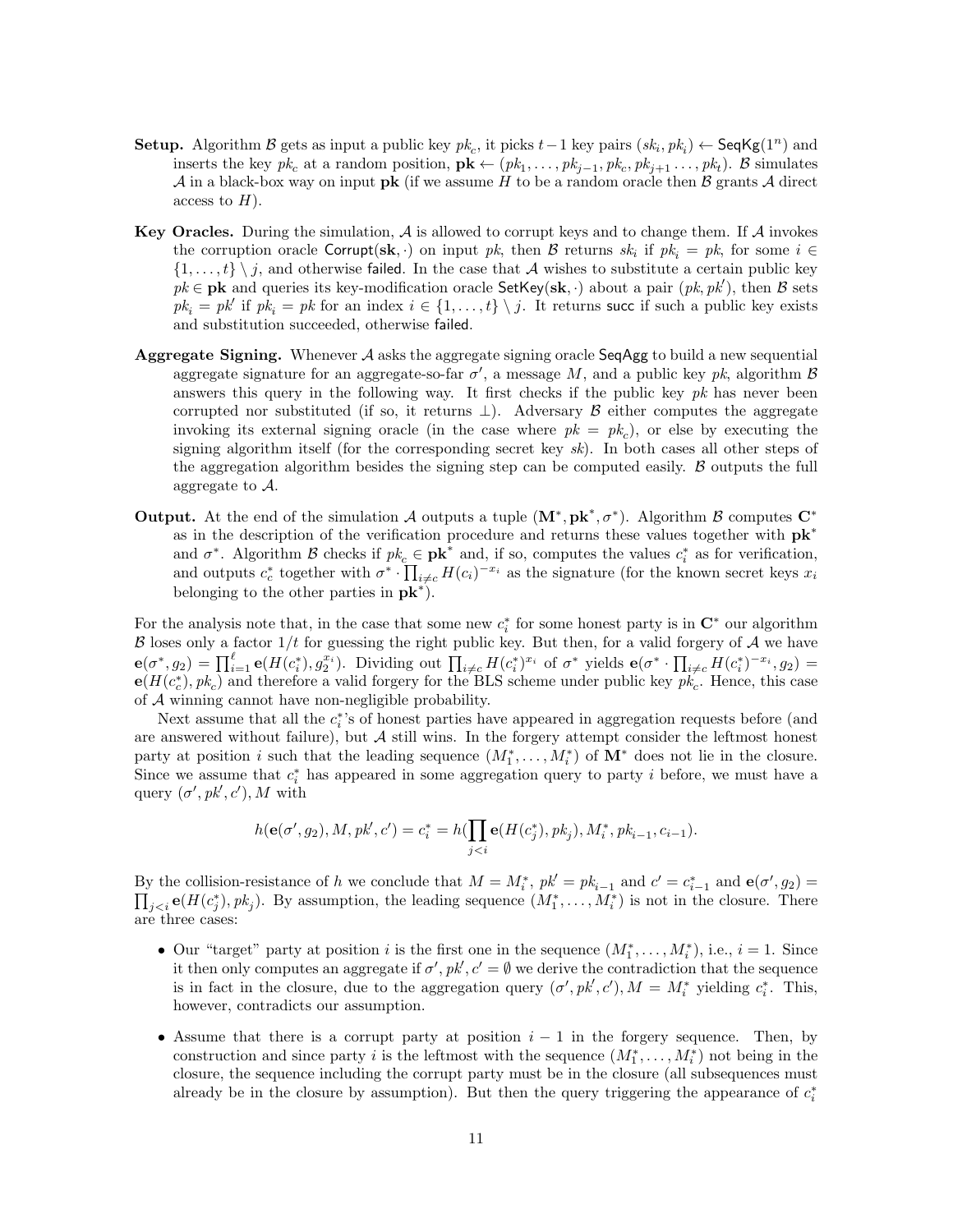**Setup.** Algorithm $\mathcal{B}$ gets as input a public key $pk_c$, it picks $t-1$ key pairs $(sk_i, pk_i) \leftarrow \mathsf{SeqKg}(1^n)$ and inserts the key $pk_c$ at a random position, $\mathbf{pk} \leftarrow (pk_1, \ldots, pk_{j-1}, pk_c, pk_{j+1} \ldots, pk_t)$. $\mathcal{B}$ simulates $\mathcal{A}$ in a black-box way on input $\mathbf{pk}$ (if we assume $H$ to be a random oracle then $\mathcal{B}$ grants $\mathcal{A}$ direct access to $H$).

**Key Oracles.** During the simulation, $\mathcal{A}$ is allowed to corrupt keys and to change them. If $\mathcal{A}$ invokes the corruption oracle $\mathsf{Corrupt}(\mathbf{sk}, \cdot)$ on input $pk$, then $\mathcal{B}$ returns $sk_i$ if $pk_i = pk$, for some $i \in \{1, \ldots, t\} \setminus j$, and otherwise $\mathsf{failed}$. In the case that $\mathcal{A}$ wishes to substitute a certain public key $pk \in \mathbf{pk}$ and queries its key-modification oracle $\mathsf{SetKey}(\mathbf{sk}, \cdot)$ about a pair $(pk, pk')$, then $\mathcal{B}$ sets $pk_i = pk'$ if $pk_i = pk$ for an index $i \in \{1, \ldots, t\} \setminus j$. It returns $\mathsf{succ}$ if such a public key exists and substitution succeeded, otherwise $\mathsf{failed}$.

**Aggregate Signing.** Whenever $\mathcal{A}$ asks the aggregate signing oracle $\mathsf{SeqAgg}$ to build a new sequential aggregate signature for an aggregate-so-far $\sigma'$, a message $M$, and a public key $pk$, algorithm $\mathcal{B}$ answers this query in the following way. It first checks if the public key $pk$ has never been corrupted nor substituted (if so, it returns $\perp$). Adversary $\mathcal{B}$ either computes the aggregate invoking its external signing oracle (in the case where $pk = pk_c$), or else by executing the signing algorithm itself (for the corresponding secret key $sk$). In both cases all other steps of the aggregation algorithm besides the signing step can be computed easily. $\mathcal{B}$ outputs the full aggregate to $\mathcal{A}$.

**Output.** At the end of the simulation $\mathcal{A}$ outputs a tuple $(\mathbf{M}^*, \mathbf{pk}^*, \sigma^*)$. Algorithm $\mathcal{B}$ computes $\mathbf{C}^*$ as in the description of the verification procedure and returns these values together with $\mathbf{pk}^*$ and $\sigma^*$. Algorithm $\mathcal{B}$ checks if $pk_c \in \mathbf{pk}^*$ and, if so, computes the values $c_i^*$ as for verification, and outputs $c_c^*$ together with $\sigma^* \cdot \prod_{i \neq c} H(c_i)^{-x_i}$ as the signature (for the known secret keys $x_i$ belonging to the other parties in $\mathbf{pk}^*$).

For the analysis note that, in the case that some new $c_i^*$ for some honest party is in $\mathbf{C}^*$ our algorithm $\mathcal{B}$ loses only a factor $1/t$ for guessing the right public key. But then, for a valid forgery of $\mathcal{A}$ we have $\mathbf{e}(\sigma^*, g_2) = \prod_{i=1}^{\ell} \mathbf{e}(H(c_i^*), g_2^{x_i})$. Dividing out $\prod_{i \neq c} H(c_i^*)^{x_i}$ of $\sigma^*$ yields $\mathbf{e}(\sigma^* \cdot \prod_{i \neq c} H(c_i^*)^{-x_i}, g_2) = \mathbf{e}(H(c_c^*), pk_c)$ and therefore a valid forgery for the BLS scheme under public key $pk_c$. Hence, this case of $\mathcal{A}$ winning cannot have non-negligible probability.

Next assume that all the $c_i^*$'s of honest parties have appeared in aggregation requests before (and are answered without failure), but $\mathcal{A}$ still wins. In the forgery attempt consider the leftmost honest party at position $i$ such that the leading sequence $(M_1^*, \ldots, M_i^*)$ of $\mathbf{M}^*$ does not lie in the closure. Since we assume that $c_i^*$ has appeared in some aggregation query to party $i$ before, we must have a query $(\sigma', pk', c'), M$ with

$$h(\mathbf{e}(\sigma', g_2), M, pk', c') = c_i^* = h(\prod_{j<i} \mathbf{e}(H(c_j^*), pk_j), M_i^*, pk_{i-1}, c_{i-1}).$$

By the collision-resistance of $h$ we conclude that $M = M_i^*$, $pk' = pk_{i-1}$ and $c' = c_{i-1}^*$ and $\mathbf{e}(\sigma', g_2) = \prod_{j<i} \mathbf{e}(H(c_j^*), pk_j)$. By assumption, the leading sequence $(M_1^*, \ldots, M_i^*)$ is not in the closure. There are three cases:

- Our "target" party at position $i$ is the first one in the sequence $(M_1^*, \ldots, M_i^*)$, i.e., $i = 1$. Since it then only computes an aggregate if $\sigma', pk', c' = \emptyset$ we derive the contradiction that the sequence is in fact in the closure, due to the aggregation query $(\sigma', pk', c'), M = M_i^*$ yielding $c_i^*$. This, however, contradicts our assumption.
- Assume that there is a corrupt party at position $i-1$ in the forgery sequence. Then, by construction and since party $i$ is the leftmost with the sequence $(M_1^*, \ldots, M_i^*)$ not being in the closure, the sequence including the corrupt party must be in the closure (all subsequences must already be in the closure by assumption). But then the query triggering the appearance of $c_i^*$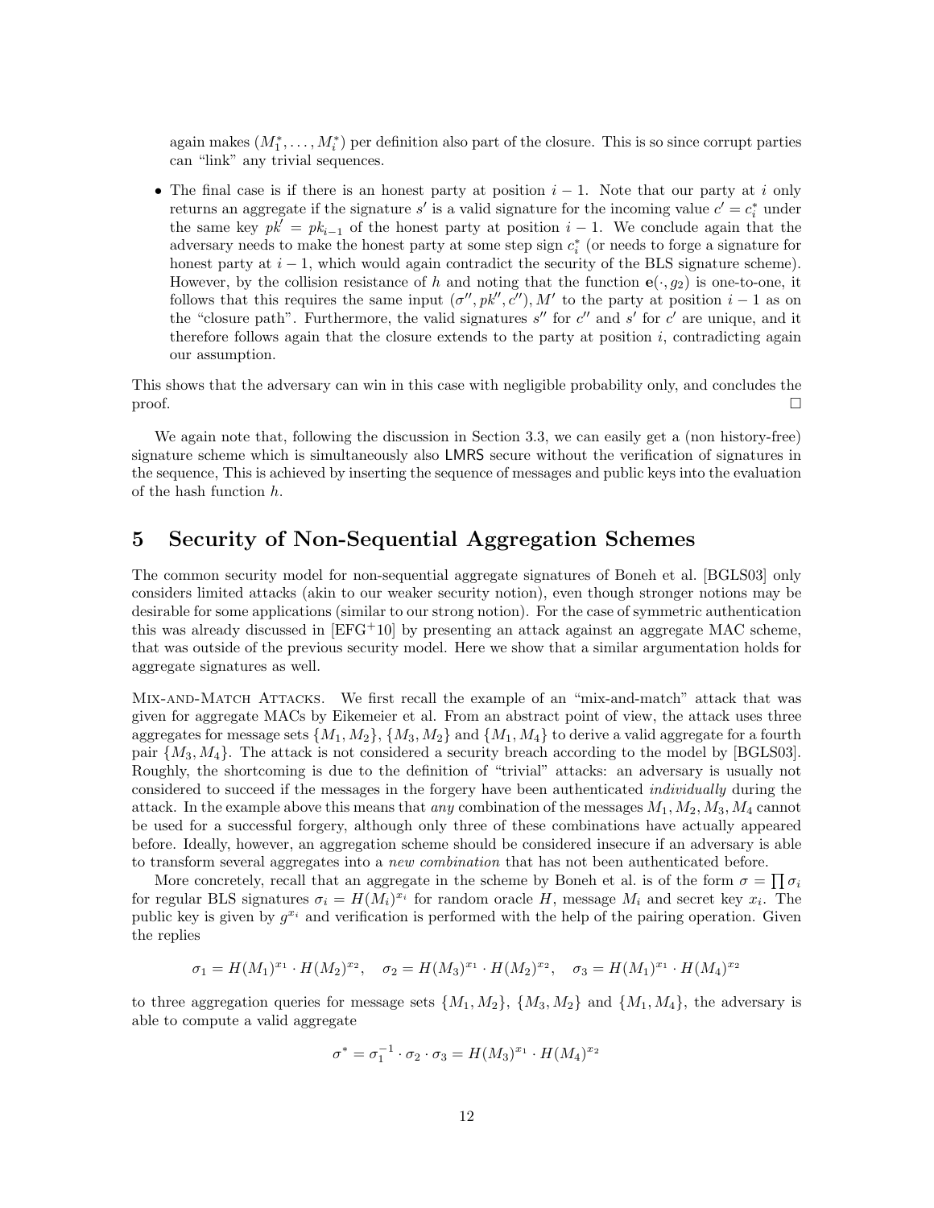again makes $(M_1^*, \ldots, M_i^*)$ per definition also part of the closure. This is so since corrupt parties can "link" any trivial sequences.

- The final case is if there is an honest party at position $i-1$. Note that our party at $i$ only returns an aggregate if the signature $s'$ is a valid signature for the incoming value $c' = c_i^*$ under the same key $pk' = pk_{i-1}$ of the honest party at position $i-1$. We conclude again that the adversary needs to make the honest party at some step sign $c_i^*$ (or needs to forge a signature for honest party at $i-1$, which would again contradict the security of the BLS signature scheme). However, by the collision resistance of $h$ and noting that the function $\mathbf{e}(\cdot, g_2)$ is one-to-one, it follows that this requires the same input $(\sigma'', pk'', c''), M'$ to the party at position $i-1$ as on the "closure path". Furthermore, the valid signatures $s''$ for $c''$ and $s'$ for $c'$ are unique, and it therefore follows again that the closure extends to the party at position $i$, contradicting again our assumption.

This shows that the adversary can win in this case with negligible probability only, and concludes the proof. □

We again note that, following the discussion in Section 3.3, we can easily get a (non history-free) signature scheme which is simultaneously also LMRS secure without the verification of signatures in the sequence, This is achieved by inserting the sequence of messages and public keys into the evaluation of the hash function $h$.

# 5 Security of Non-Sequential Aggregation Schemes

The common security model for non-sequential aggregate signatures of Boneh et al. [BGLS03] only considers limited attacks (akin to our weaker security notion), even though stronger notions may be desirable for some applications (similar to our strong notion). For the case of symmetric authentication this was already discussed in [EFG+10] by presenting an attack against an aggregate MAC scheme, that was outside of the previous security model. Here we show that a similar argumentation holds for aggregate signatures as well.

Mix-and-Match Attacks. We first recall the example of an "mix-and-match" attack that was given for aggregate MACs by Eikemeier et al. From an abstract point of view, the attack uses three aggregates for message sets $\{M_1, M_2\}$, $\{M_3, M_2\}$ and $\{M_1, M_4\}$ to derive a valid aggregate for a fourth pair $\{M_3, M_4\}$. The attack is not considered a security breach according to the model by [BGLS03]. Roughly, the shortcoming is due to the definition of "trivial" attacks: an adversary is usually not considered to succeed if the messages in the forgery have been authenticated *individually* during the attack. In the example above this means that *any* combination of the messages $M_1, M_2, M_3, M_4$ cannot be used for a successful forgery, although only three of these combinations have actually appeared before. Ideally, however, an aggregation scheme should be considered insecure if an adversary is able to transform several aggregates into a *new combination* that has not been authenticated before.

More concretely, recall that an aggregate in the scheme by Boneh et al. is of the form $\sigma = \prod \sigma_i$ for regular BLS signatures $\sigma_i = H(M_i)^{x_i}$ for random oracle $H$, message $M_i$ and secret key $x_i$. The public key is given by $g^{x_i}$ and verification is performed with the help of the pairing operation. Given the replies

$$\sigma_1 = H(M_1)^{x_1} \cdot H(M_2)^{x_2}, \quad \sigma_2 = H(M_3)^{x_1} \cdot H(M_2)^{x_2}, \quad \sigma_3 = H(M_1)^{x_1} \cdot H(M_4)^{x_2}$$

to three aggregation queries for message sets $\{M_1, M_2\}$, $\{M_3, M_2\}$ and $\{M_1, M_4\}$, the adversary is able to compute a valid aggregate

$$\sigma^* = \sigma_1^{-1} \cdot \sigma_2 \cdot \sigma_3 = H(M_3)^{x_1} \cdot H(M_4)^{x_2}$$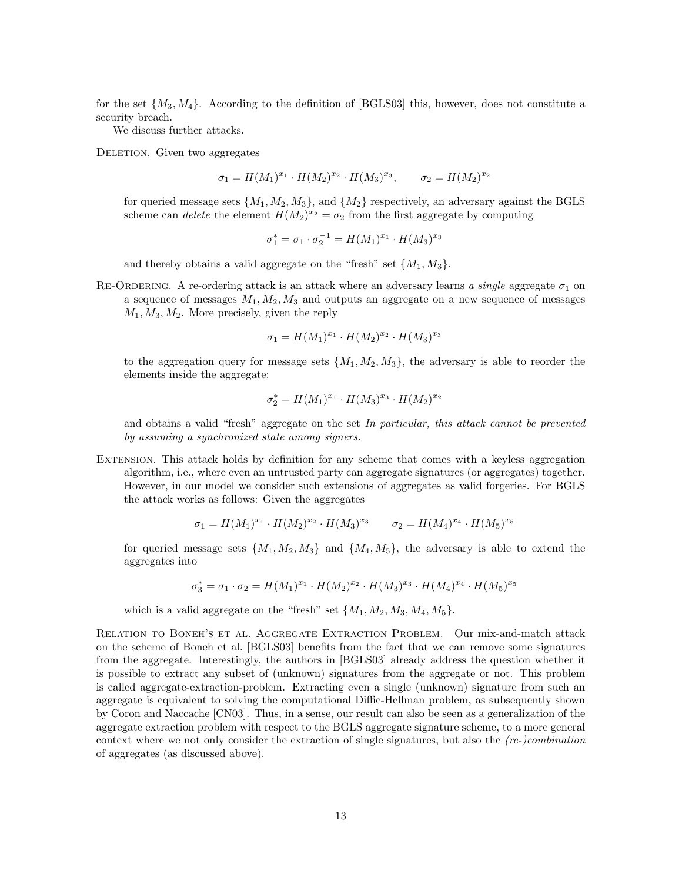for the set $\{M_3, M_4\}$. According to the definition of [BGLS03] this, however, does not constitute a security breach.

We discuss further attacks.

Deletion. Given two aggregates

$$\sigma_1 = H(M_1)^{x_1} \cdot H(M_2)^{x_2} \cdot H(M_3)^{x_3}, \qquad \sigma_2 = H(M_2)^{x_2}$$

for queried message sets $\{M_1, M_2, M_3\}$, and $\{M_2\}$ respectively, an adversary against the BGLS scheme can *delete* the element $H(M_2)^{x_2} = \sigma_2$ from the first aggregate by computing

$$\sigma_1^* = \sigma_1 \cdot \sigma_2^{-1} = H(M_1)^{x_1} \cdot H(M_3)^{x_3}$$

and thereby obtains a valid aggregate on the "fresh" set $\{M_1, M_3\}$.

Re-Ordering. A re-ordering attack is an attack where an adversary learns *a single* aggregate $\sigma_1$ on a sequence of messages $M_1, M_2, M_3$ and outputs an aggregate on a new sequence of messages $M_1, M_3, M_2$. More precisely, given the reply

$$\sigma_1 = H(M_1)^{x_1} \cdot H(M_2)^{x_2} \cdot H(M_3)^{x_3}$$

to the aggregation query for message sets $\{M_1, M_2, M_3\}$, the adversary is able to reorder the elements inside the aggregate:

$$\sigma_2^* = H(M_1)^{x_1} \cdot H(M_3)^{x_3} \cdot H(M_2)^{x_2}$$

and obtains a valid "fresh" aggregate on the set *In particular, this attack cannot be prevented by assuming a synchronized state among signers.*

Extension. This attack holds by definition for any scheme that comes with a keyless aggregation algorithm, i.e., where even an untrusted party can aggregate signatures (or aggregates) together. However, in our model we consider such extensions of aggregates as valid forgeries. For BGLS the attack works as follows: Given the aggregates

$$\sigma_1 = H(M_1)^{x_1} \cdot H(M_2)^{x_2} \cdot H(M_3)^{x_3} \qquad \sigma_2 = H(M_4)^{x_4} \cdot H(M_5)^{x_5}$$

for queried message sets $\{M_1, M_2, M_3\}$ and $\{M_4, M_5\}$, the adversary is able to extend the aggregates into

$$\sigma_3^* = \sigma_1 \cdot \sigma_2 = H(M_1)^{x_1} \cdot H(M_2)^{x_2} \cdot H(M_3)^{x_3} \cdot H(M_4)^{x_4} \cdot H(M_5)^{x_5}$$

which is a valid aggregate on the "fresh" set $\{M_1, M_2, M_3, M_4, M_5\}$.

Relation to Boneh's et al. Aggregate Extraction Problem. Our mix-and-match attack on the scheme of Boneh et al. [BGLS03] benefits from the fact that we can remove some signatures from the aggregate. Interestingly, the authors in [BGLS03] already address the question whether it is possible to extract any subset of (unknown) signatures from the aggregate or not. This problem is called aggregate-extraction-problem. Extracting even a single (unknown) signature from such an aggregate is equivalent to solving the computational Diffie-Hellman problem, as subsequently shown by Coron and Naccache [CN03]. Thus, in a sense, our result can also be seen as a generalization of the aggregate extraction problem with respect to the BGLS aggregate signature scheme, to a more general context where we not only consider the extraction of single signatures, but also the *(re-)combination* of aggregates (as discussed above).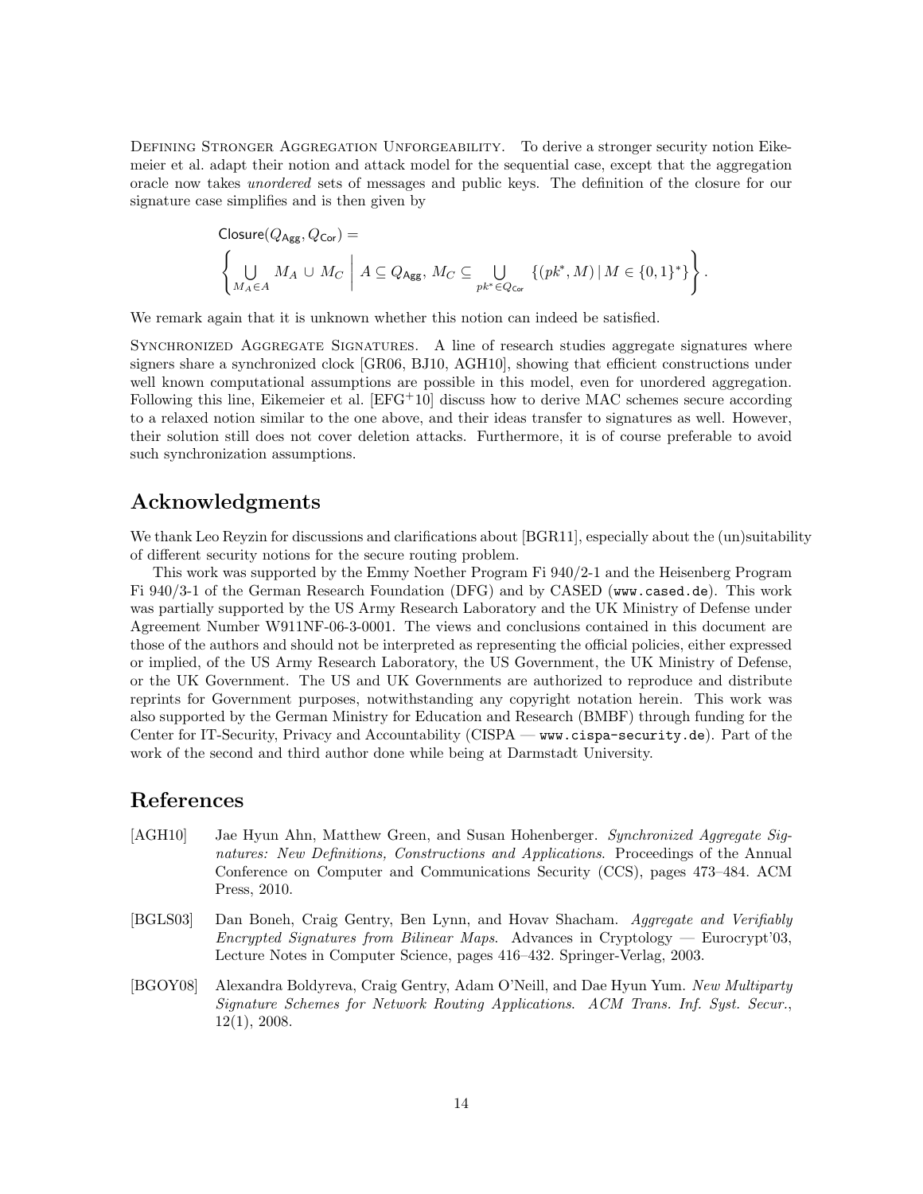Defining Stronger Aggregation Unforgeability. To derive a stronger security notion Eikemeier et al. adapt their notion and attack model for the sequential case, except that the aggregation oracle now takes *unordered* sets of messages and public keys. The definition of the closure for our signature case simplifies and is then given by

$$\mathsf{Closure}(Q_{\mathsf{Agg}}, Q_{\mathsf{Cor}}) =$$
$$\left\{ \bigcup_{M_A \in A} M_A \cup M_C \;\middle|\; A \subseteq Q_{\mathsf{Agg}},\, M_C \subseteq \bigcup_{pk^* \in Q_{\mathsf{Cor}}} \{(pk^*, M) \,|\, M \in \{0,1\}^*\} \right\}.$$

We remark again that it is unknown whether this notion can indeed be satisfied.

Synchronized Aggregate Signatures. A line of research studies aggregate signatures where signers share a synchronized clock [GR06, BJ10, AGH10], showing that efficient constructions under well known computational assumptions are possible in this model, even for unordered aggregation. Following this line, Eikemeier et al. [EFG+10] discuss how to derive MAC schemes secure according to a relaxed notion similar to the one above, and their ideas transfer to signatures as well. However, their solution still does not cover deletion attacks. Furthermore, it is of course preferable to avoid such synchronization assumptions.

## Acknowledgments

We thank Leo Reyzin for discussions and clarifications about [BGR11], especially about the (un)suitability of different security notions for the secure routing problem.

This work was supported by the Emmy Noether Program Fi 940/2-1 and the Heisenberg Program Fi 940/3-1 of the German Research Foundation (DFG) and by CASED (`www.cased.de`). This work was partially supported by the US Army Research Laboratory and the UK Ministry of Defense under Agreement Number W911NF-06-3-0001. The views and conclusions contained in this document are those of the authors and should not be interpreted as representing the official policies, either expressed or implied, of the US Army Research Laboratory, the US Government, the UK Ministry of Defense, or the UK Government. The US and UK Governments are authorized to reproduce and distribute reprints for Government purposes, notwithstanding any copyright notation herein. This work was also supported by the German Ministry for Education and Research (BMBF) through funding for the Center for IT-Security, Privacy and Accountability (CISPA — `www.cispa-security.de`). Part of the work of the second and third author done while being at Darmstadt University.

## References

[AGH10] Jae Hyun Ahn, Matthew Green, and Susan Hohenberger. *Synchronized Aggregate Signatures: New Definitions, Constructions and Applications*. Proceedings of the Annual Conference on Computer and Communications Security (CCS), pages 473–484. ACM Press, 2010.

[BGLS03] Dan Boneh, Craig Gentry, Ben Lynn, and Hovav Shacham. *Aggregate and Verifiably Encrypted Signatures from Bilinear Maps*. Advances in Cryptology — Eurocrypt'03, Lecture Notes in Computer Science, pages 416–432. Springer-Verlag, 2003.

[BGOY08] Alexandra Boldyreva, Craig Gentry, Adam O'Neill, and Dae Hyun Yum. *New Multiparty Signature Schemes for Network Routing Applications*. *ACM Trans. Inf. Syst. Secur.*, 12(1), 2008.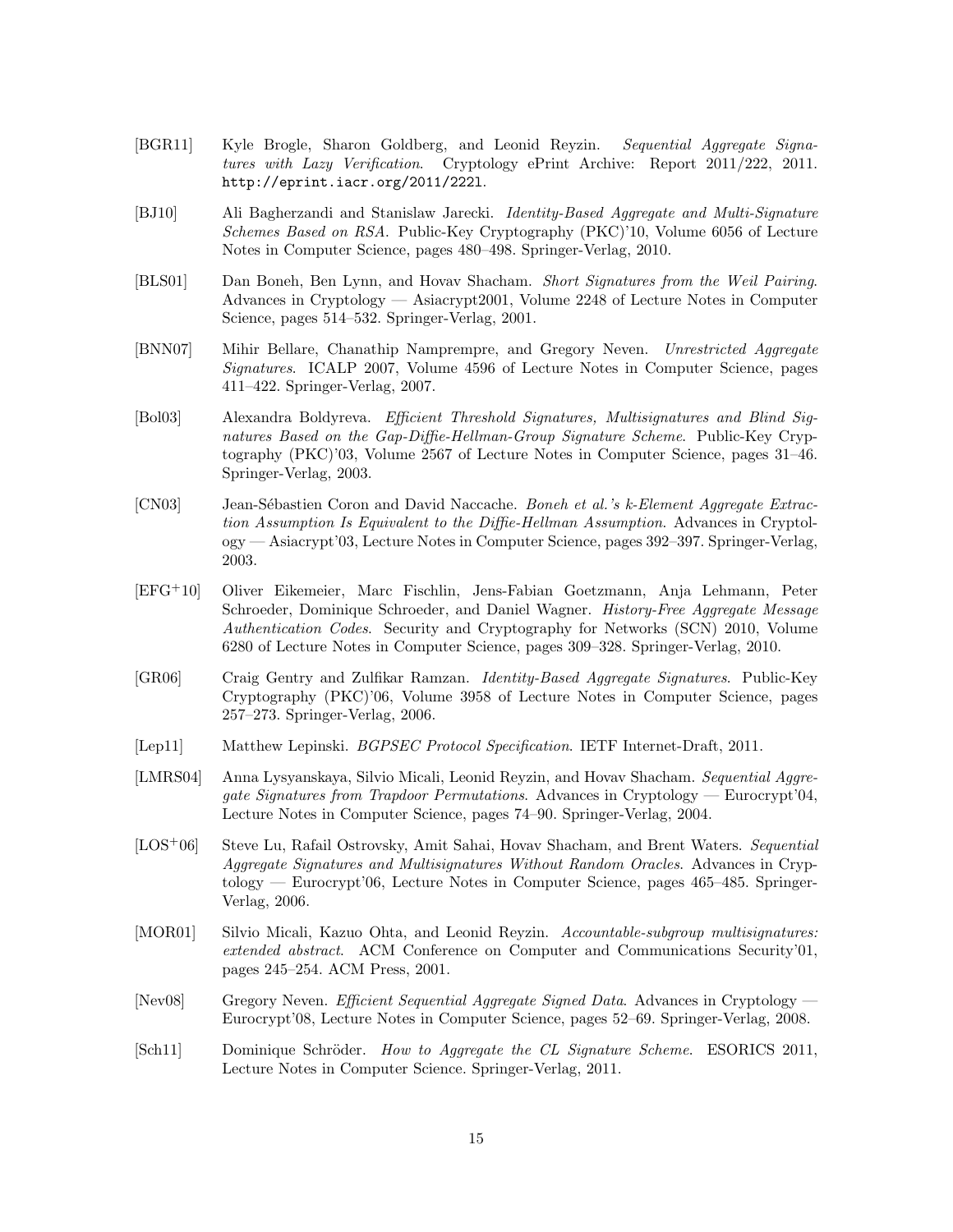[BGR11] Kyle Brogle, Sharon Goldberg, and Leonid Reyzin. *Sequential Aggregate Signatures with Lazy Verification*. Cryptology ePrint Archive: Report 2011/222, 2011. http://eprint.iacr.org/2011/222l.

[BJ10] Ali Bagherzandi and Stanislaw Jarecki. *Identity-Based Aggregate and Multi-Signature Schemes Based on RSA*. Public-Key Cryptography (PKC)'10, Volume 6056 of Lecture Notes in Computer Science, pages 480–498. Springer-Verlag, 2010.

[BLS01] Dan Boneh, Ben Lynn, and Hovav Shacham. *Short Signatures from the Weil Pairing*. Advances in Cryptology — Asiacrypt2001, Volume 2248 of Lecture Notes in Computer Science, pages 514–532. Springer-Verlag, 2001.

[BNN07] Mihir Bellare, Chanathip Namprempre, and Gregory Neven. *Unrestricted Aggregate Signatures*. ICALP 2007, Volume 4596 of Lecture Notes in Computer Science, pages 411–422. Springer-Verlag, 2007.

[Bol03] Alexandra Boldyreva. *Efficient Threshold Signatures, Multisignatures and Blind Signatures Based on the Gap-Diffie-Hellman-Group Signature Scheme*. Public-Key Cryptography (PKC)'03, Volume 2567 of Lecture Notes in Computer Science, pages 31–46. Springer-Verlag, 2003.

[CN03] Jean-Sébastien Coron and David Naccache. *Boneh et al.'s k-Element Aggregate Extraction Assumption Is Equivalent to the Diffie-Hellman Assumption*. Advances in Cryptology — Asiacrypt'03, Lecture Notes in Computer Science, pages 392–397. Springer-Verlag, 2003.

[EFG+10] Oliver Eikemeier, Marc Fischlin, Jens-Fabian Goetzmann, Anja Lehmann, Peter Schroeder, Dominique Schroeder, and Daniel Wagner. *History-Free Aggregate Message Authentication Codes*. Security and Cryptography for Networks (SCN) 2010, Volume 6280 of Lecture Notes in Computer Science, pages 309–328. Springer-Verlag, 2010.

[GR06] Craig Gentry and Zulfikar Ramzan. *Identity-Based Aggregate Signatures*. Public-Key Cryptography (PKC)'06, Volume 3958 of Lecture Notes in Computer Science, pages 257–273. Springer-Verlag, 2006.

[Lep11] Matthew Lepinski. *BGPSEC Protocol Specification*. IETF Internet-Draft, 2011.

[LMRS04] Anna Lysyanskaya, Silvio Micali, Leonid Reyzin, and Hovav Shacham. *Sequential Aggregate Signatures from Trapdoor Permutations*. Advances in Cryptology — Eurocrypt'04, Lecture Notes in Computer Science, pages 74–90. Springer-Verlag, 2004.

[LOS+06] Steve Lu, Rafail Ostrovsky, Amit Sahai, Hovav Shacham, and Brent Waters. *Sequential Aggregate Signatures and Multisignatures Without Random Oracles*. Advances in Cryptology — Eurocrypt'06, Lecture Notes in Computer Science, pages 465–485. Springer-Verlag, 2006.

[MOR01] Silvio Micali, Kazuo Ohta, and Leonid Reyzin. *Accountable-subgroup multisignatures: extended abstract*. ACM Conference on Computer and Communications Security'01, pages 245–254. ACM Press, 2001.

[Nev08] Gregory Neven. *Efficient Sequential Aggregate Signed Data*. Advances in Cryptology — Eurocrypt'08, Lecture Notes in Computer Science, pages 52–69. Springer-Verlag, 2008.

[Sch11] Dominique Schröder. *How to Aggregate the CL Signature Scheme*. ESORICS 2011, Lecture Notes in Computer Science. Springer-Verlag, 2011.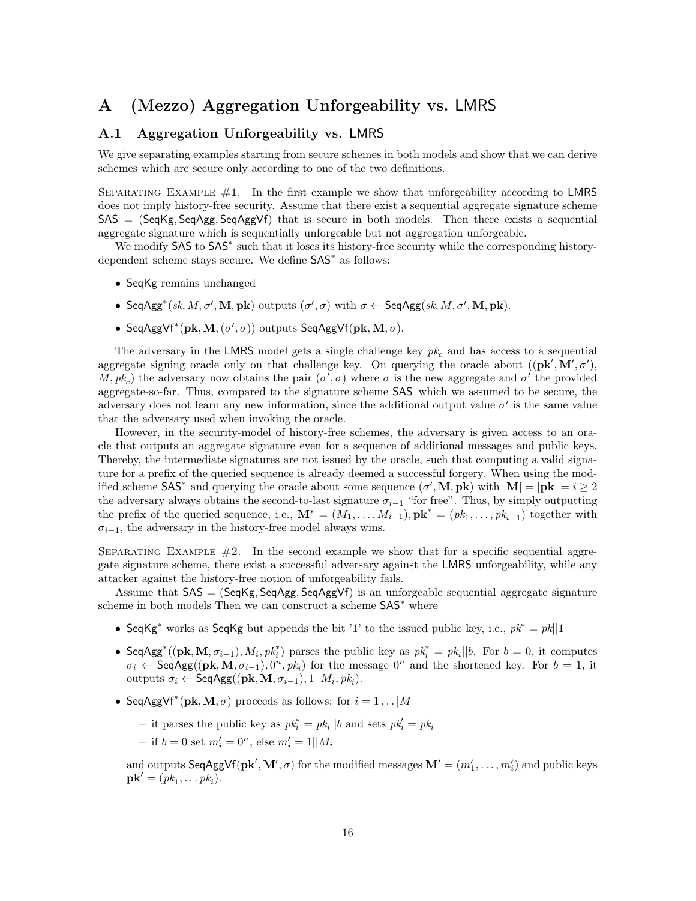# A (Mezzo) Aggregation Unforgeability vs. LMRS

## A.1 Aggregation Unforgeability vs. LMRS

We give separating examples starting from secure schemes in both models and show that we can derive schemes which are secure only according to one of the two definitions.

Separating Example #1. In the first example we show that unforgeability according to LMRS does not imply history-free security. Assume that there exist a sequential aggregate signature scheme $\mathsf{SAS} = (\mathsf{SeqKg}, \mathsf{SeqAgg}, \mathsf{SeqAggVf})$ that is secure in both models. Then there exists a sequential aggregate signature which is sequentially unforgeable but not aggregation unforgeable.

We modify SAS to $\mathsf{SAS}^*$ such that it loses its history-free security while the corresponding history-dependent scheme stays secure. We define $\mathsf{SAS}^*$ as follows:

- SeqKg remains unchanged
- $\mathsf{SeqAgg}^*(sk, M, \sigma', \mathbf{M}, \mathbf{pk})$ outputs $(\sigma', \sigma)$ with $\sigma \leftarrow \mathsf{SeqAgg}(sk, M, \sigma', \mathbf{M}, \mathbf{pk})$.
- $\mathsf{SeqAggVf}^*(\mathbf{pk}, \mathbf{M}, (\sigma', \sigma))$ outputs $\mathsf{SeqAggVf}(\mathbf{pk}, \mathbf{M}, \sigma)$.

The adversary in the LMRS model gets a single challenge key $pk_c$ and has access to a sequential aggregate signing oracle only on that challenge key. On querying the oracle about $((\mathbf{pk}', \mathbf{M}', \sigma'), M, pk_c)$ the adversary now obtains the pair $(\sigma', \sigma)$ where $\sigma$ is the new aggregate and $\sigma'$ the provided aggregate-so-far. Thus, compared to the signature scheme SAS which we assumed to be secure, the adversary does not learn any new information, since the additional output value $\sigma'$ is the same value that the adversary used when invoking the oracle.

However, in the security-model of history-free schemes, the adversary is given access to an oracle that outputs an aggregate signature even for a sequence of additional messages and public keys. Thereby, the intermediate signatures are not issued by the oracle, such that computing a valid signature for a prefix of the queried sequence is already deemed a successful forgery. When using the modified scheme $\mathsf{SAS}^*$ and querying the oracle about some sequence $(\sigma', \mathbf{M}, \mathbf{pk})$ with $|\mathbf{M}| = |\mathbf{pk}| = i \geq 2$ the adversary always obtains the second-to-last signature $\sigma_{i-1}$ "for free". Thus, by simply outputting the prefix of the queried sequence, i.e., $\mathbf{M}^* = (M_1, \ldots, M_{i-1}), \mathbf{pk}^* = (pk_1, \ldots, pk_{i-1})$ together with $\sigma_{i-1}$, the adversary in the history-free model always wins.

Separating Example #2. In the second example we show that for a specific sequential aggregate signature scheme, there exist a successful adversary against the LMRS unforgeability, while any attacker against the history-free notion of unforgeability fails.

Assume that $\mathsf{SAS} = (\mathsf{SeqKg}, \mathsf{SeqAgg}, \mathsf{SeqAggVf})$ is an unforgeable sequential aggregate signature scheme in both models Then we can construct a scheme $\mathsf{SAS}^*$ where

- $\mathsf{SeqKg}^*$ works as SeqKg but appends the bit '1' to the issued public key, i.e., $pk^* = pk||1$
- $\mathsf{SeqAgg}^*((\mathbf{pk}, \mathbf{M}, \sigma_{i-1}), M_i, pk_i^*)$ parses the public key as $pk_i^* = pk_i||b$. For $b = 0$, it computes $\sigma_i \leftarrow \mathsf{SeqAgg}((\mathbf{pk}, \mathbf{M}, \sigma_{i-1}), 0^n, pk_i)$ for the message $0^n$ and the shortened key. For $b = 1$, it outputs $\sigma_i \leftarrow \mathsf{SeqAgg}((\mathbf{pk}, \mathbf{M}, \sigma_{i-1}), 1||M_i, pk_i)$.
- $\mathsf{SeqAggVf}^*(\mathbf{pk}, \mathbf{M}, \sigma)$ proceeds as follows: for $i = 1 \ldots |M|$
  - it parses the public key as $pk_i^* = pk_i||b$ and sets $pk_i' = pk_i$
  - if $b = 0$ set $m_i' = 0^n$, else $m_i' = 1||M_i$

  and outputs $\mathsf{SeqAggVf}(\mathbf{pk}', \mathbf{M}', \sigma)$ for the modified messages $\mathbf{M}' = (m_1', \ldots, m_i')$ and public keys $\mathbf{pk}' = (pk_1, \ldots pk_i)$.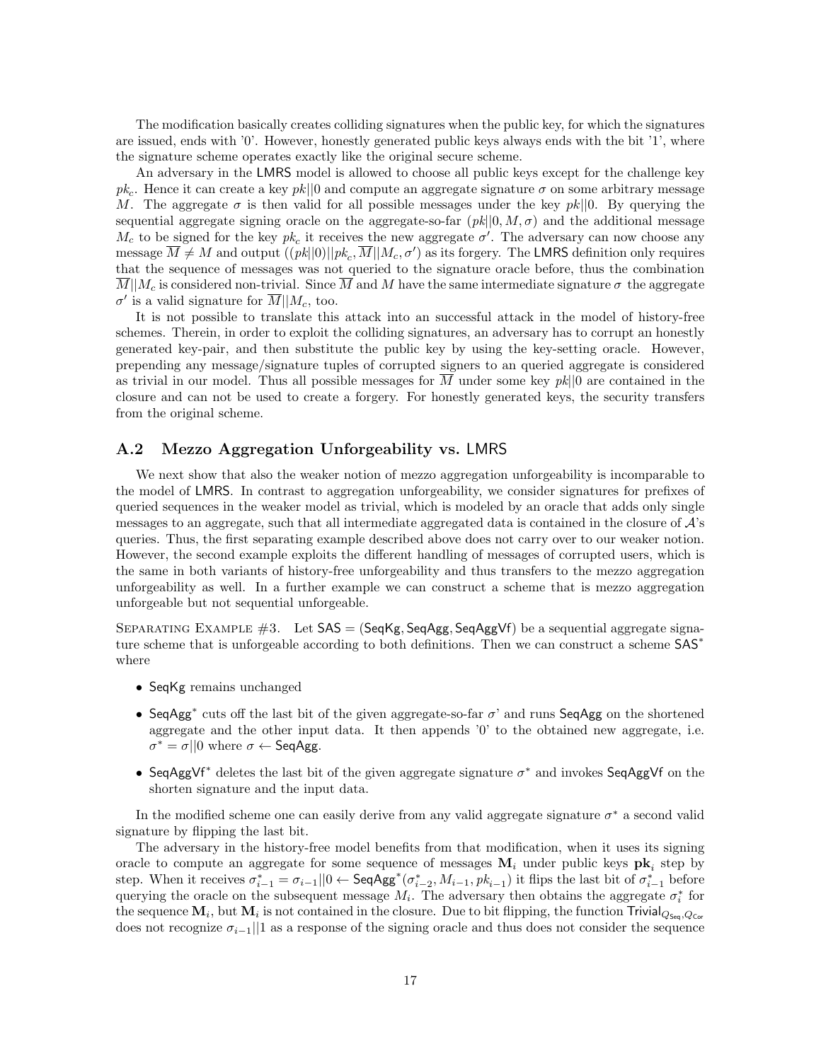The modification basically creates colliding signatures when the public key, for which the signatures are issued, ends with '0'. However, honestly generated public keys always ends with the bit '1', where the signature scheme operates exactly like the original secure scheme.

An adversary in the LMRS model is allowed to choose all public keys except for the challenge key $pk_c$. Hence it can create a key $pk||0$ and compute an aggregate signature $\sigma$ on some arbitrary message $M$. The aggregate $\sigma$ is then valid for all possible messages under the key $pk||0$. By querying the sequential aggregate signing oracle on the aggregate-so-far $(pk||0, M, \sigma)$ and the additional message $M_c$ to be signed for the key $pk_c$ it receives the new aggregate $\sigma'$. The adversary can now choose any message $\overline{M} \neq M$ and output $((pk||0)||pk_c, \overline{M}||M_c, \sigma')$ as its forgery. The LMRS definition only requires that the sequence of messages was not queried to the signature oracle before, thus the combination $\overline{M}||M_c$ is considered non-trivial. Since $\overline{M}$ and $M$ have the same intermediate signature $\sigma$ the aggregate $\sigma'$ is a valid signature for $\overline{M}||M_c$, too.

It is not possible to translate this attack into an successful attack in the model of history-free schemes. Therein, in order to exploit the colliding signatures, an adversary has to corrupt an honestly generated key-pair, and then substitute the public key by using the key-setting oracle. However, prepending any message/signature tuples of corrupted signers to an queried aggregate is considered as trivial in our model. Thus all possible messages for $\overline{M}$ under some key $pk||0$ are contained in the closure and can not be used to create a forgery. For honestly generated keys, the security transfers from the original scheme.

## A.2 Mezzo Aggregation Unforgeability vs. LMRS

We next show that also the weaker notion of mezzo aggregation unforgeability is incomparable to the model of LMRS. In contrast to aggregation unforgeability, we consider signatures for prefixes of queried sequences in the weaker model as trivial, which is modeled by an oracle that adds only single messages to an aggregate, such that all intermediate aggregated data is contained in the closure of $\mathcal{A}$'s queries. Thus, the first separating example described above does not carry over to our weaker notion. However, the second example exploits the different handling of messages of corrupted users, which is the same in both variants of history-free unforgeability and thus transfers to the mezzo aggregation unforgeability as well. In a further example we can construct a scheme that is mezzo aggregation unforgeable but not sequential unforgeable.

Separating Example #3. Let SAS = (SeqKg, SeqAgg, SeqAggVf) be a sequential aggregate signature scheme that is unforgeable according to both definitions. Then we can construct a scheme $\mathsf{SAS}^*$ where

- SeqKg remains unchanged
- $\mathsf{SeqAgg}^*$ cuts off the last bit of the given aggregate-so-far $\sigma$' and runs SeqAgg on the shortened aggregate and the other input data. It then appends '0' to the obtained new aggregate, i.e. $\sigma^* = \sigma||0$ where $\sigma \leftarrow \mathsf{SeqAgg}$.
- $\mathsf{SeqAggVf}^*$ deletes the last bit of the given aggregate signature $\sigma^*$ and invokes SeqAggVf on the shorten signature and the input data.

In the modified scheme one can easily derive from any valid aggregate signature $\sigma^*$ a second valid signature by flipping the last bit.

The adversary in the history-free model benefits from that modification, when it uses its signing oracle to compute an aggregate for some sequence of messages $\mathbf{M}_i$ under public keys $\mathbf{pk}_i$ step by step. When it receives $\sigma^*_{i-1} = \sigma_{i-1}||0 \leftarrow \mathsf{SeqAgg}^*(\sigma^*_{i-2}, M_{i-1}, pk_{i-1})$ it flips the last bit of $\sigma^*_{i-1}$ before querying the oracle on the subsequent message $M_i$. The adversary then obtains the aggregate $\sigma^*_i$ for the sequence $\mathbf{M}_i$, but $\mathbf{M}_i$ is not contained in the closure. Due to bit flipping, the function $\mathsf{Trivial}_{Q_{\mathsf{Seq}}, Q_{\mathsf{Cor}}}$ does not recognize $\sigma_{i-1}||1$ as a response of the signing oracle and thus does not consider the sequence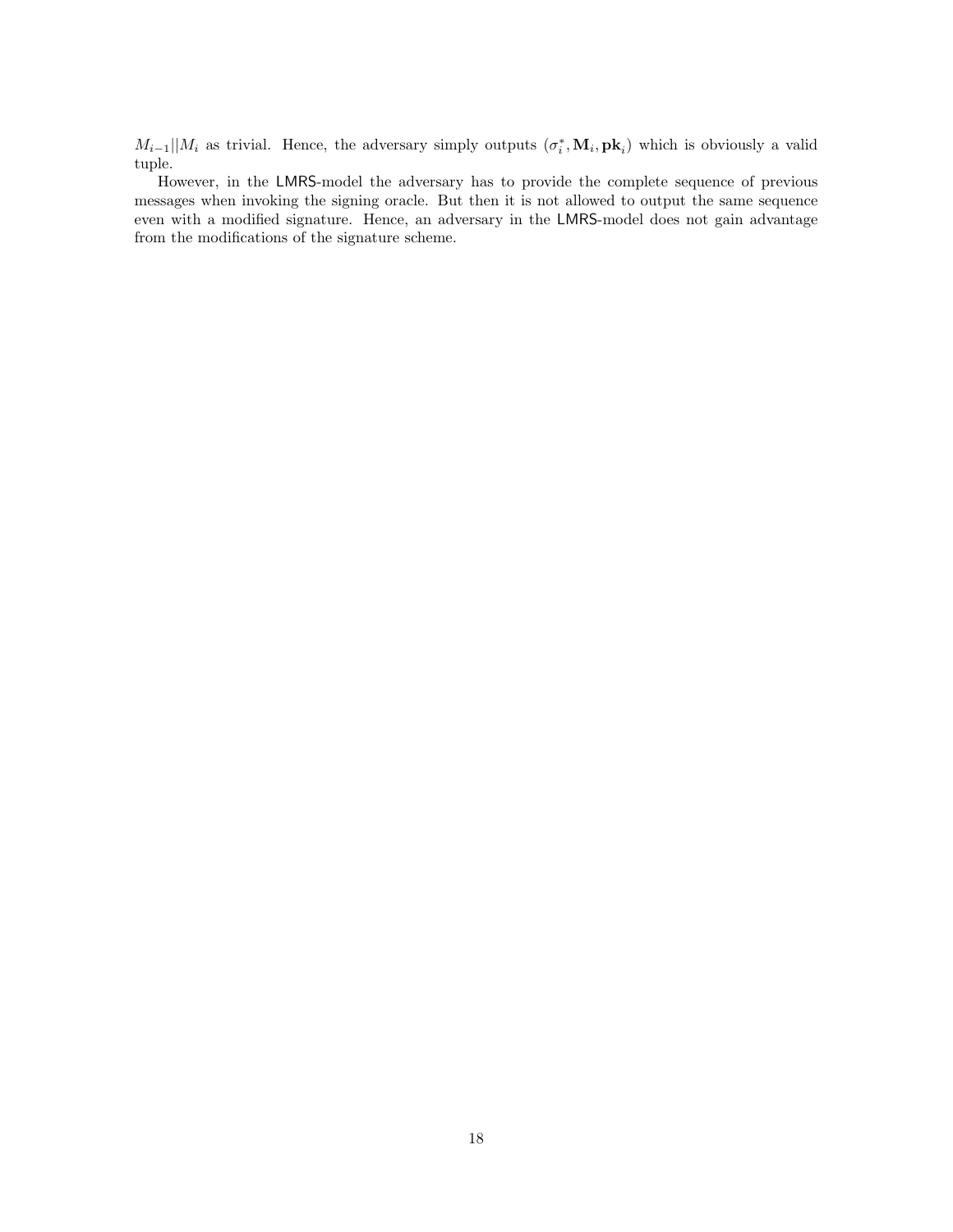$M_{i-1}||M_i$ as trivial. Hence, the adversary simply outputs $(\sigma_i^*, \mathbf{M}_i, \mathbf{pk}_i)$ which is obviously a valid tuple.

However, in the LMRS-model the adversary has to provide the complete sequence of previous messages when invoking the signing oracle. But then it is not allowed to output the same sequence even with a modified signature. Hence, an adversary in the LMRS-model does not gain advantage from the modifications of the signature scheme.